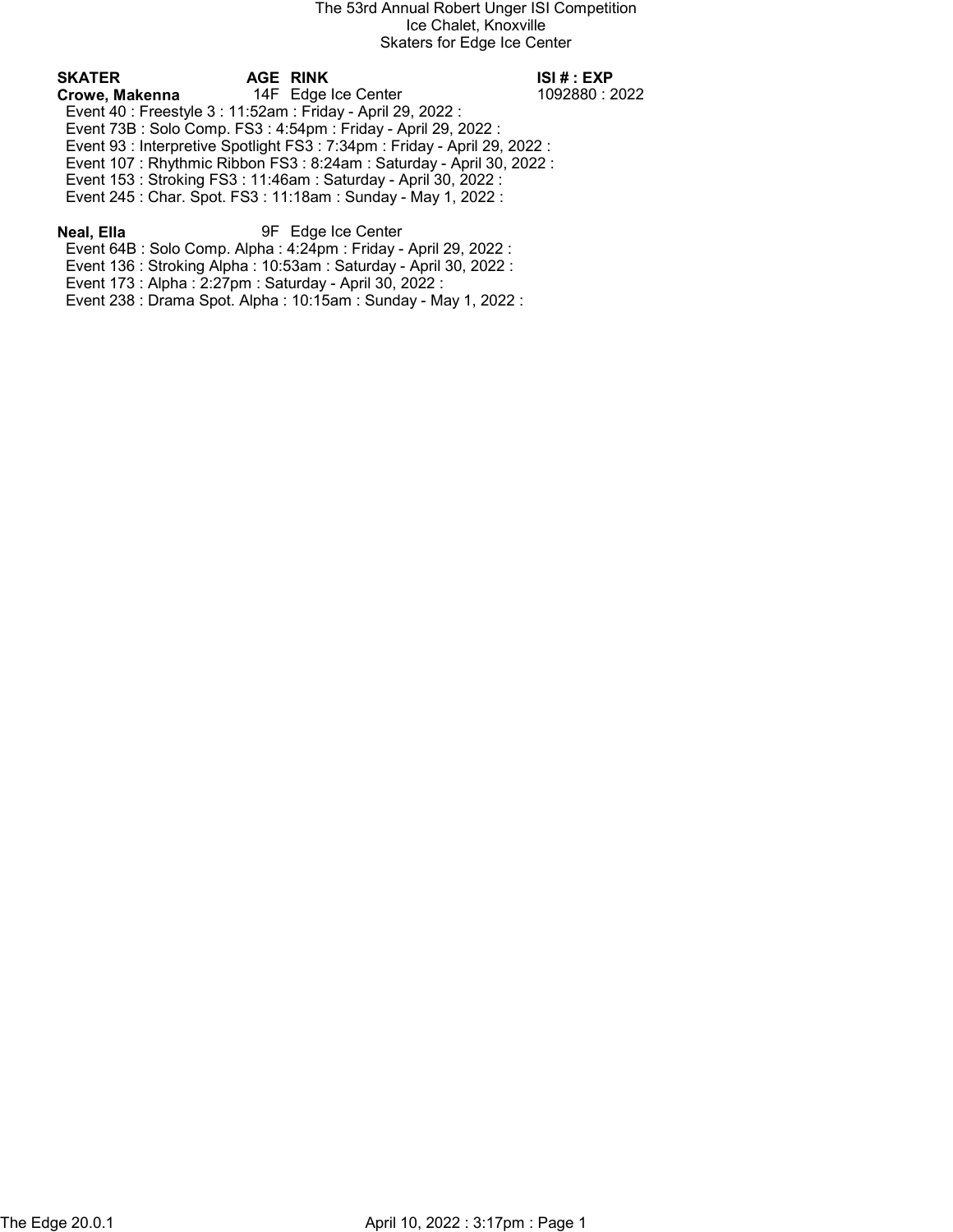# The 53rd Annual Robert Unger ISI Competition

Ice Chalet, Knoxville

Skaters for Edge Ice Center

| SKATER | AGE | RINK | ISI # : EXP |
| --- | --- | --- | --- |
| **Crowe, Makenna** | 14F | Edge Ice Center | 1092880 : 2022 |

Event 40 : Freestyle 3 : 11:52am : Friday - April 29, 2022 :
Event 73B : Solo Comp. FS3 : 4:54pm : Friday - April 29, 2022 :
Event 93 : Interpretive Spotlight FS3 : 7:34pm : Friday - April 29, 2022 :
Event 107 : Rhythmic Ribbon FS3 : 8:24am : Saturday - April 30, 2022 :
Event 153 : Stroking FS3 : 11:46am : Saturday - April 30, 2022 :
Event 245 : Char. Spot. FS3 : 11:18am : Sunday - May 1, 2022 :

| SKATER | AGE | RINK | ISI # : EXP |
| --- | --- | --- | --- |
| **Neal, Ella** | 9F | Edge Ice Center | |

Event 64B : Solo Comp. Alpha : 4:24pm : Friday - April 29, 2022 :
Event 136 : Stroking Alpha : 10:53am : Saturday - April 30, 2022 :
Event 173 : Alpha : 2:27pm : Saturday - April 30, 2022 :
Event 238 : Drama Spot. Alpha : 10:15am : Sunday - May 1, 2022 :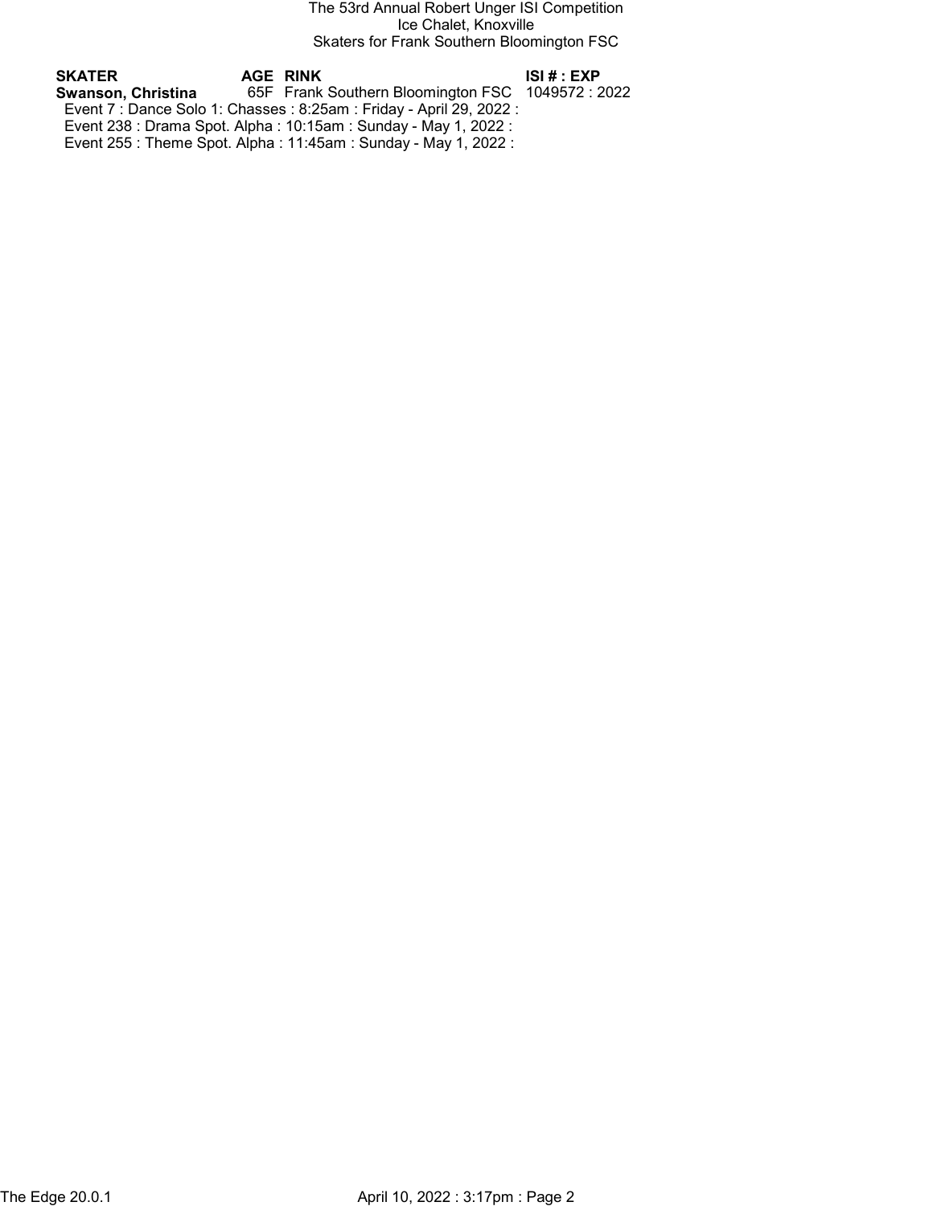The 53rd Annual Robert Unger ISI Competition
Ice Chalet, Knoxville
Skaters for Frank Southern Bloomington FSC

| SKATER | AGE | RINK | ISI # : EXP |
|---|---|---|---|
| **Swanson, Christina** | 65F | Frank Southern Bloomington FSC | 1049572 : 2022 |

Event 7 : Dance Solo 1: Chasses : 8:25am : Friday - April 29, 2022 :
Event 238 : Drama Spot. Alpha : 10:15am : Sunday - May 1, 2022 :
Event 255 : Theme Spot. Alpha : 11:45am : Sunday - May 1, 2022 :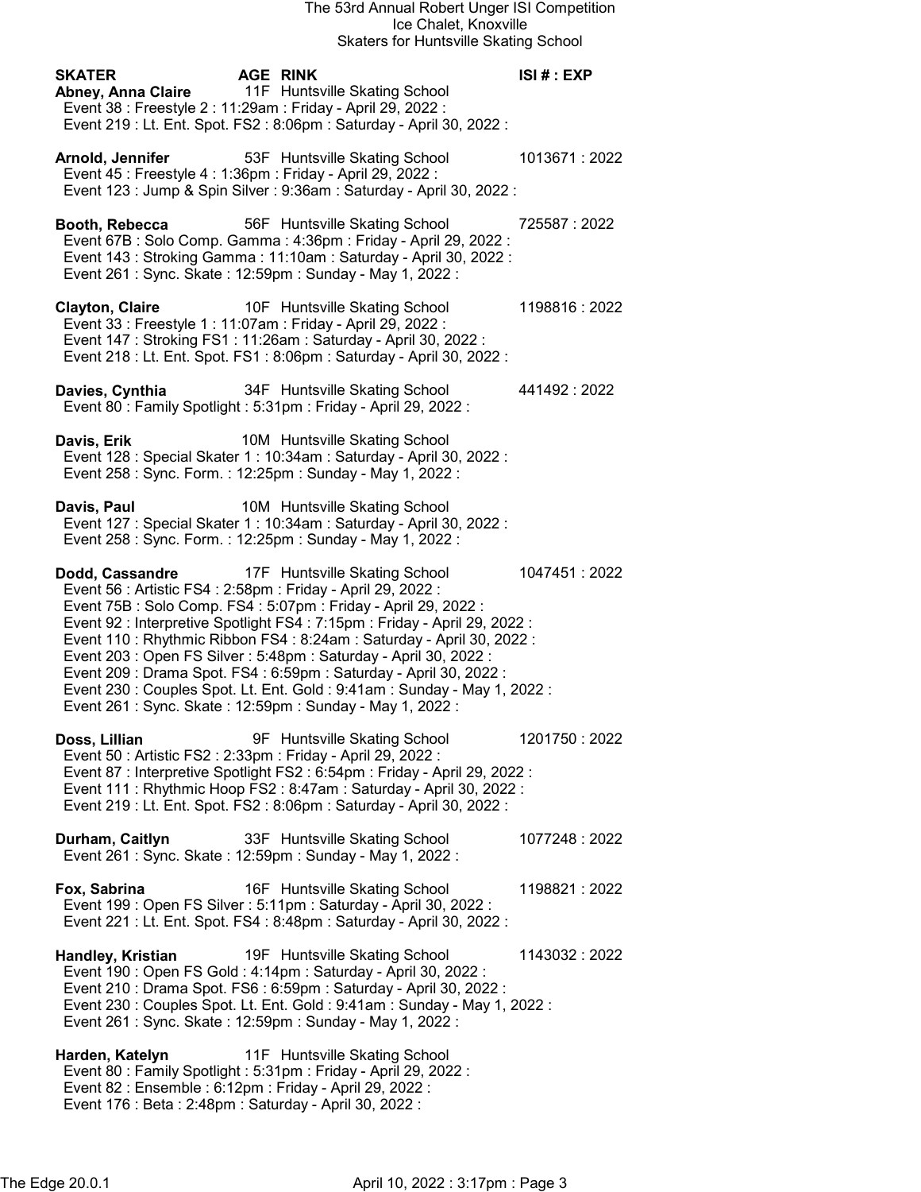The 53rd Annual Robert Unger ISI Competition
Ice Chalet, Knoxville
Skaters for Huntsville Skating School

**SKATER** **AGE** **RINK** **ISI # : EXP**

**Abney, Anna Claire** 11F Huntsville Skating School
Event 38 : Freestyle 2 : 11:29am : Friday - April 29, 2022 :
Event 219 : Lt. Ent. Spot. FS2 : 8:06pm : Saturday - April 30, 2022 :

**Arnold, Jennifer** 53F Huntsville Skating School 1013671 : 2022
Event 45 : Freestyle 4 : 1:36pm : Friday - April 29, 2022 :
Event 123 : Jump & Spin Silver : 9:36am : Saturday - April 30, 2022 :

**Booth, Rebecca** 56F Huntsville Skating School 725587 : 2022
Event 67B : Solo Comp. Gamma : 4:36pm : Friday - April 29, 2022 :
Event 143 : Stroking Gamma : 11:10am : Saturday - April 30, 2022 :
Event 261 : Sync. Skate : 12:59pm : Sunday - May 1, 2022 :

**Clayton, Claire** 10F Huntsville Skating School 1198816 : 2022
Event 33 : Freestyle 1 : 11:07am : Friday - April 29, 2022 :
Event 147 : Stroking FS1 : 11:26am : Saturday - April 30, 2022 :
Event 218 : Lt. Ent. Spot. FS1 : 8:06pm : Saturday - April 30, 2022 :

**Davies, Cynthia** 34F Huntsville Skating School 441492 : 2022
Event 80 : Family Spotlight : 5:31pm : Friday - April 29, 2022 :

**Davis, Erik** 10M Huntsville Skating School
Event 128 : Special Skater 1 : 10:34am : Saturday - April 30, 2022 :
Event 258 : Sync. Form. : 12:25pm : Sunday - May 1, 2022 :

**Davis, Paul** 10M Huntsville Skating School
Event 127 : Special Skater 1 : 10:34am : Saturday - April 30, 2022 :
Event 258 : Sync. Form. : 12:25pm : Sunday - May 1, 2022 :

**Dodd, Cassandre** 17F Huntsville Skating School 1047451 : 2022
Event 56 : Artistic FS4 : 2:58pm : Friday - April 29, 2022 :
Event 75B : Solo Comp. FS4 : 5:07pm : Friday - April 29, 2022 :
Event 92 : Interpretive Spotlight FS4 : 7:15pm : Friday - April 29, 2022 :
Event 110 : Rhythmic Ribbon FS4 : 8:24am : Saturday - April 30, 2022 :
Event 203 : Open FS Silver : 5:48pm : Saturday - April 30, 2022 :
Event 209 : Drama Spot. FS4 : 6:59pm : Saturday - April 30, 2022 :
Event 230 : Couples Spot. Lt. Ent. Gold : 9:41am : Sunday - May 1, 2022 :
Event 261 : Sync. Skate : 12:59pm : Sunday - May 1, 2022 :

**Doss, Lillian** 9F Huntsville Skating School 1201750 : 2022
Event 50 : Artistic FS2 : 2:33pm : Friday - April 29, 2022 :
Event 87 : Interpretive Spotlight FS2 : 6:54pm : Friday - April 29, 2022 :
Event 111 : Rhythmic Hoop FS2 : 8:47am : Saturday - April 30, 2022 :
Event 219 : Lt. Ent. Spot. FS2 : 8:06pm : Saturday - April 30, 2022 :

**Durham, Caitlyn** 33F Huntsville Skating School 1077248 : 2022
Event 261 : Sync. Skate : 12:59pm : Sunday - May 1, 2022 :

**Fox, Sabrina** 16F Huntsville Skating School 1198821 : 2022
Event 199 : Open FS Silver : 5:11pm : Saturday - April 30, 2022 :
Event 221 : Lt. Ent. Spot. FS4 : 8:48pm : Saturday - April 30, 2022 :

**Handley, Kristian** 19F Huntsville Skating School 1143032 : 2022
Event 190 : Open FS Gold : 4:14pm : Saturday - April 30, 2022 :
Event 210 : Drama Spot. FS6 : 6:59pm : Saturday - April 30, 2022 :
Event 230 : Couples Spot. Lt. Ent. Gold : 9:41am : Sunday - May 1, 2022 :
Event 261 : Sync. Skate : 12:59pm : Sunday - May 1, 2022 :

**Harden, Katelyn** 11F Huntsville Skating School
Event 80 : Family Spotlight : 5:31pm : Friday - April 29, 2022 :
Event 82 : Ensemble : 6:12pm : Friday - April 29, 2022 :
Event 176 : Beta : 2:48pm : Saturday - April 30, 2022 :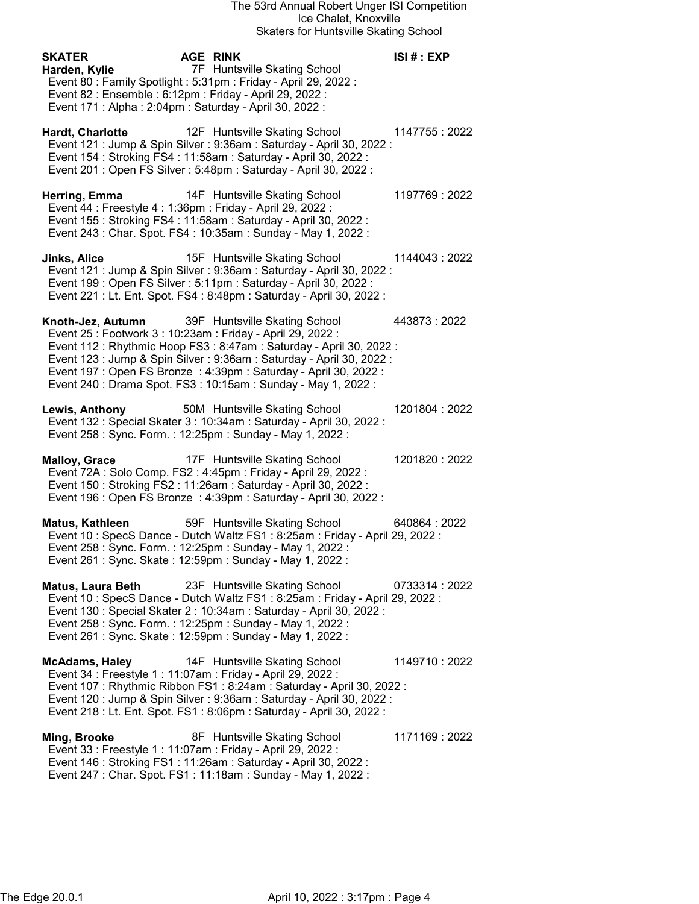The 53rd Annual Robert Unger ISI Competition
Ice Chalet, Knoxville
Skaters for Huntsville Skating School

| SKATER | AGE | RINK | ISI # : EXP |
|---|---|---|---|

**Harden, Kylie** 7F Huntsville Skating School
- Event 80 : Family Spotlight : 5:31pm : Friday - April 29, 2022 :
- Event 82 : Ensemble : 6:12pm : Friday - April 29, 2022 :
- Event 171 : Alpha : 2:04pm : Saturday - April 30, 2022 :

**Hardt, Charlotte** 12F Huntsville Skating School 1147755 : 2022
- Event 121 : Jump & Spin Silver : 9:36am : Saturday - April 30, 2022 :
- Event 154 : Stroking FS4 : 11:58am : Saturday - April 30, 2022 :
- Event 201 : Open FS Silver : 5:48pm : Saturday - April 30, 2022 :

**Herring, Emma** 14F Huntsville Skating School 1197769 : 2022
- Event 44 : Freestyle 4 : 1:36pm : Friday - April 29, 2022 :
- Event 155 : Stroking FS4 : 11:58am : Saturday - April 30, 2022 :
- Event 243 : Char. Spot. FS4 : 10:35am : Sunday - May 1, 2022 :

**Jinks, Alice** 15F Huntsville Skating School 1144043 : 2022
- Event 121 : Jump & Spin Silver : 9:36am : Saturday - April 30, 2022 :
- Event 199 : Open FS Silver : 5:11pm : Saturday - April 30, 2022 :
- Event 221 : Lt. Ent. Spot. FS4 : 8:48pm : Saturday - April 30, 2022 :

**Knoth-Jez, Autumn** 39F Huntsville Skating School 443873 : 2022
- Event 25 : Footwork 3 : 10:23am : Friday - April 29, 2022 :
- Event 112 : Rhythmic Hoop FS3 : 8:47am : Saturday - April 30, 2022 :
- Event 123 : Jump & Spin Silver : 9:36am : Saturday - April 30, 2022 :
- Event 197 : Open FS Bronze : 4:39pm : Saturday - April 30, 2022 :
- Event 240 : Drama Spot. FS3 : 10:15am : Sunday - May 1, 2022 :

**Lewis, Anthony** 50M Huntsville Skating School 1201804 : 2022
- Event 132 : Special Skater 3 : 10:34am : Saturday - April 30, 2022 :
- Event 258 : Sync. Form. : 12:25pm : Sunday - May 1, 2022 :

**Malloy, Grace** 17F Huntsville Skating School 1201820 : 2022
- Event 72A : Solo Comp. FS2 : 4:45pm : Friday - April 29, 2022 :
- Event 150 : Stroking FS2 : 11:26am : Saturday - April 30, 2022 :
- Event 196 : Open FS Bronze : 4:39pm : Saturday - April 30, 2022 :

**Matus, Kathleen** 59F Huntsville Skating School 640864 : 2022
- Event 10 : SpecS Dance - Dutch Waltz FS1 : 8:25am : Friday - April 29, 2022 :
- Event 258 : Sync. Form. : 12:25pm : Sunday - May 1, 2022 :
- Event 261 : Sync. Skate : 12:59pm : Sunday - May 1, 2022 :

**Matus, Laura Beth** 23F Huntsville Skating School 0733314 : 2022
- Event 10 : SpecS Dance - Dutch Waltz FS1 : 8:25am : Friday - April 29, 2022 :
- Event 130 : Special Skater 2 : 10:34am : Saturday - April 30, 2022 :
- Event 258 : Sync. Form. : 12:25pm : Sunday - May 1, 2022 :
- Event 261 : Sync. Skate : 12:59pm : Sunday - May 1, 2022 :

**McAdams, Haley** 14F Huntsville Skating School 1149710 : 2022
- Event 34 : Freestyle 1 : 11:07am : Friday - April 29, 2022 :
- Event 107 : Rhythmic Ribbon FS1 : 8:24am : Saturday - April 30, 2022 :
- Event 120 : Jump & Spin Silver : 9:36am : Saturday - April 30, 2022 :
- Event 218 : Lt. Ent. Spot. FS1 : 8:06pm : Saturday - April 30, 2022 :

**Ming, Brooke** 8F Huntsville Skating School 1171169 : 2022
- Event 33 : Freestyle 1 : 11:07am : Friday - April 29, 2022 :
- Event 146 : Stroking FS1 : 11:26am : Saturday - April 30, 2022 :
- Event 247 : Char. Spot. FS1 : 11:18am : Sunday - May 1, 2022 :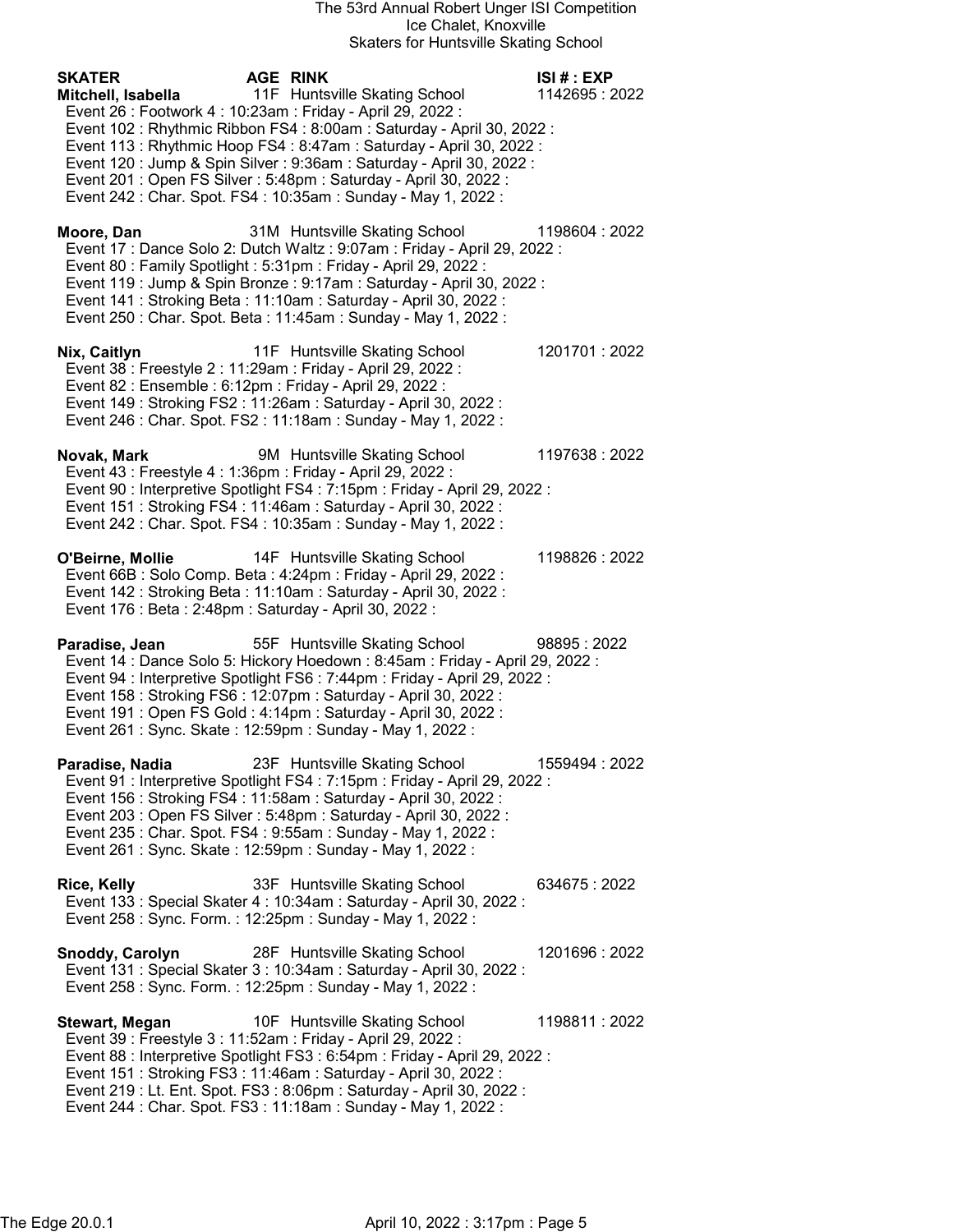The 53rd Annual Robert Unger ISI Competition
Ice Chalet, Knoxville
Skaters for Huntsville Skating School

| SKATER | AGE | RINK | ISI # : EXP |
|---|---|---|---|

**Mitchell, Isabella** 11F Huntsville Skating School 1142695 : 2022

- Event 26 : Footwork 4 : 10:23am : Friday - April 29, 2022 :
- Event 102 : Rhythmic Ribbon FS4 : 8:00am : Saturday - April 30, 2022 :
- Event 113 : Rhythmic Hoop FS4 : 8:47am : Saturday - April 30, 2022 :
- Event 120 : Jump & Spin Silver : 9:36am : Saturday - April 30, 2022 :
- Event 201 : Open FS Silver : 5:48pm : Saturday - April 30, 2022 :
- Event 242 : Char. Spot. FS4 : 10:35am : Sunday - May 1, 2022 :

**Moore, Dan** 31M Huntsville Skating School 1198604 : 2022

- Event 17 : Dance Solo 2: Dutch Waltz : 9:07am : Friday - April 29, 2022 :
- Event 80 : Family Spotlight : 5:31pm : Friday - April 29, 2022 :
- Event 119 : Jump & Spin Bronze : 9:17am : Saturday - April 30, 2022 :
- Event 141 : Stroking Beta : 11:10am : Saturday - April 30, 2022 :
- Event 250 : Char. Spot. Beta : 11:45am : Sunday - May 1, 2022 :

**Nix, Caitlyn** 11F Huntsville Skating School 1201701 : 2022

- Event 38 : Freestyle 2 : 11:29am : Friday - April 29, 2022 :
- Event 82 : Ensemble : 6:12pm : Friday - April 29, 2022 :
- Event 149 : Stroking FS2 : 11:26am : Saturday - April 30, 2022 :
- Event 246 : Char. Spot. FS2 : 11:18am : Sunday - May 1, 2022 :

**Novak, Mark** 9M Huntsville Skating School 1197638 : 2022

- Event 43 : Freestyle 4 : 1:36pm : Friday - April 29, 2022 :
- Event 90 : Interpretive Spotlight FS4 : 7:15pm : Friday - April 29, 2022 :
- Event 151 : Stroking FS4 : 11:46am : Saturday - April 30, 2022 :
- Event 242 : Char. Spot. FS4 : 10:35am : Sunday - May 1, 2022 :

**O'Beirne, Mollie** 14F Huntsville Skating School 1198826 : 2022

- Event 66B : Solo Comp. Beta : 4:24pm : Friday - April 29, 2022 :
- Event 142 : Stroking Beta : 11:10am : Saturday - April 30, 2022 :
- Event 176 : Beta : 2:48pm : Saturday - April 30, 2022 :

**Paradise, Jean** 55F Huntsville Skating School 98895 : 2022

- Event 14 : Dance Solo 5: Hickory Hoedown : 8:45am : Friday - April 29, 2022 :
- Event 94 : Interpretive Spotlight FS6 : 7:44pm : Friday - April 29, 2022 :
- Event 158 : Stroking FS6 : 12:07pm : Saturday - April 30, 2022 :
- Event 191 : Open FS Gold : 4:14pm : Saturday - April 30, 2022 :
- Event 261 : Sync. Skate : 12:59pm : Sunday - May 1, 2022 :

**Paradise, Nadia** 23F Huntsville Skating School 1559494 : 2022

- Event 91 : Interpretive Spotlight FS4 : 7:15pm : Friday - April 29, 2022 :
- Event 156 : Stroking FS4 : 11:58am : Saturday - April 30, 2022 :
- Event 203 : Open FS Silver : 5:48pm : Saturday - April 30, 2022 :
- Event 235 : Char. Spot. FS4 : 9:55am : Sunday - May 1, 2022 :
- Event 261 : Sync. Skate : 12:59pm : Sunday - May 1, 2022 :

**Rice, Kelly** 33F Huntsville Skating School 634675 : 2022

- Event 133 : Special Skater 4 : 10:34am : Saturday - April 30, 2022 :
- Event 258 : Sync. Form. : 12:25pm : Sunday - May 1, 2022 :

**Snoddy, Carolyn** 28F Huntsville Skating School 1201696 : 2022

- Event 131 : Special Skater 3 : 10:34am : Saturday - April 30, 2022 :
- Event 258 : Sync. Form. : 12:25pm : Sunday - May 1, 2022 :

**Stewart, Megan** 10F Huntsville Skating School 1198811 : 2022

- Event 39 : Freestyle 3 : 11:52am : Friday - April 29, 2022 :
- Event 88 : Interpretive Spotlight FS3 : 6:54pm : Friday - April 29, 2022 :
- Event 151 : Stroking FS3 : 11:46am : Saturday - April 30, 2022 :
- Event 219 : Lt. Ent. Spot. FS3 : 8:06pm : Saturday - April 30, 2022 :
- Event 244 : Char. Spot. FS3 : 11:18am : Sunday - May 1, 2022 :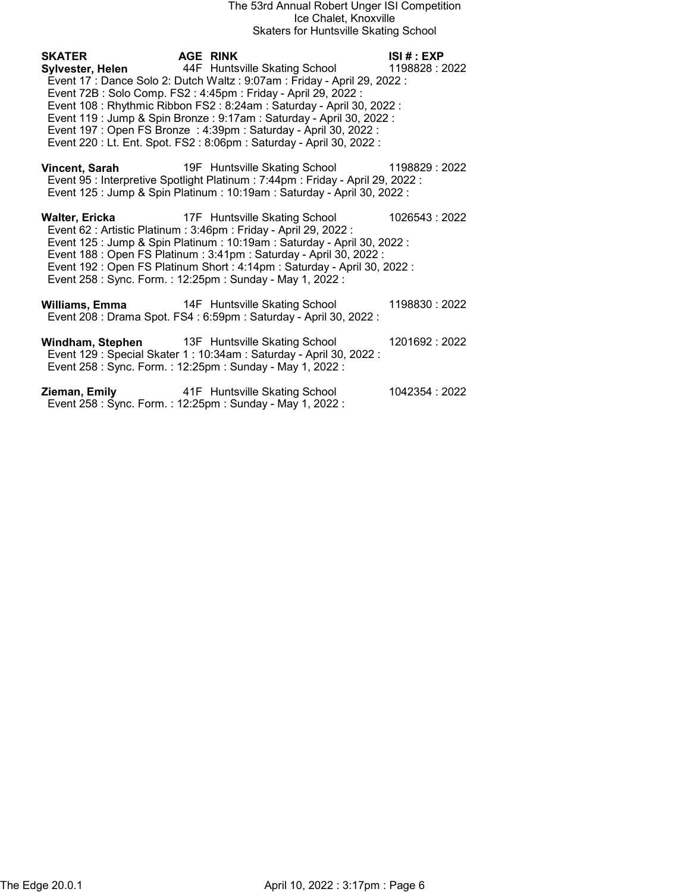The 53rd Annual Robert Unger ISI Competition
Ice Chalet, Knoxville
Skaters for Huntsville Skating School

| SKATER | AGE | RINK | ISI # : EXP |
|---|---|---|---|
| **Sylvester, Helen** | 44F | Huntsville Skating School | 1198828 : 2022 |

Event 17 : Dance Solo 2: Dutch Waltz : 9:07am : Friday - April 29, 2022 :
Event 72B : Solo Comp. FS2 : 4:45pm : Friday - April 29, 2022 :
Event 108 : Rhythmic Ribbon FS2 : 8:24am : Saturday - April 30, 2022 :
Event 119 : Jump & Spin Bronze : 9:17am : Saturday - April 30, 2022 :
Event 197 : Open FS Bronze : 4:39pm : Saturday - April 30, 2022 :
Event 220 : Lt. Ent. Spot. FS2 : 8:06pm : Saturday - April 30, 2022 :

**Vincent, Sarah** 19F Huntsville Skating School 1198829 : 2022
Event 95 : Interpretive Spotlight Platinum : 7:44pm : Friday - April 29, 2022 :
Event 125 : Jump & Spin Platinum : 10:19am : Saturday - April 30, 2022 :

**Walter, Ericka** 17F Huntsville Skating School 1026543 : 2022
Event 62 : Artistic Platinum : 3:46pm : Friday - April 29, 2022 :
Event 125 : Jump & Spin Platinum : 10:19am : Saturday - April 30, 2022 :
Event 188 : Open FS Platinum : 3:41pm : Saturday - April 30, 2022 :
Event 192 : Open FS Platinum Short : 4:14pm : Saturday - April 30, 2022 :
Event 258 : Sync. Form. : 12:25pm : Sunday - May 1, 2022 :

**Williams, Emma** 14F Huntsville Skating School 1198830 : 2022
Event 208 : Drama Spot. FS4 : 6:59pm : Saturday - April 30, 2022 :

**Windham, Stephen** 13F Huntsville Skating School 1201692 : 2022
Event 129 : Special Skater 1 : 10:34am : Saturday - April 30, 2022 :
Event 258 : Sync. Form. : 12:25pm : Sunday - May 1, 2022 :

**Zieman, Emily** 41F Huntsville Skating School 1042354 : 2022
Event 258 : Sync. Form. : 12:25pm : Sunday - May 1, 2022 :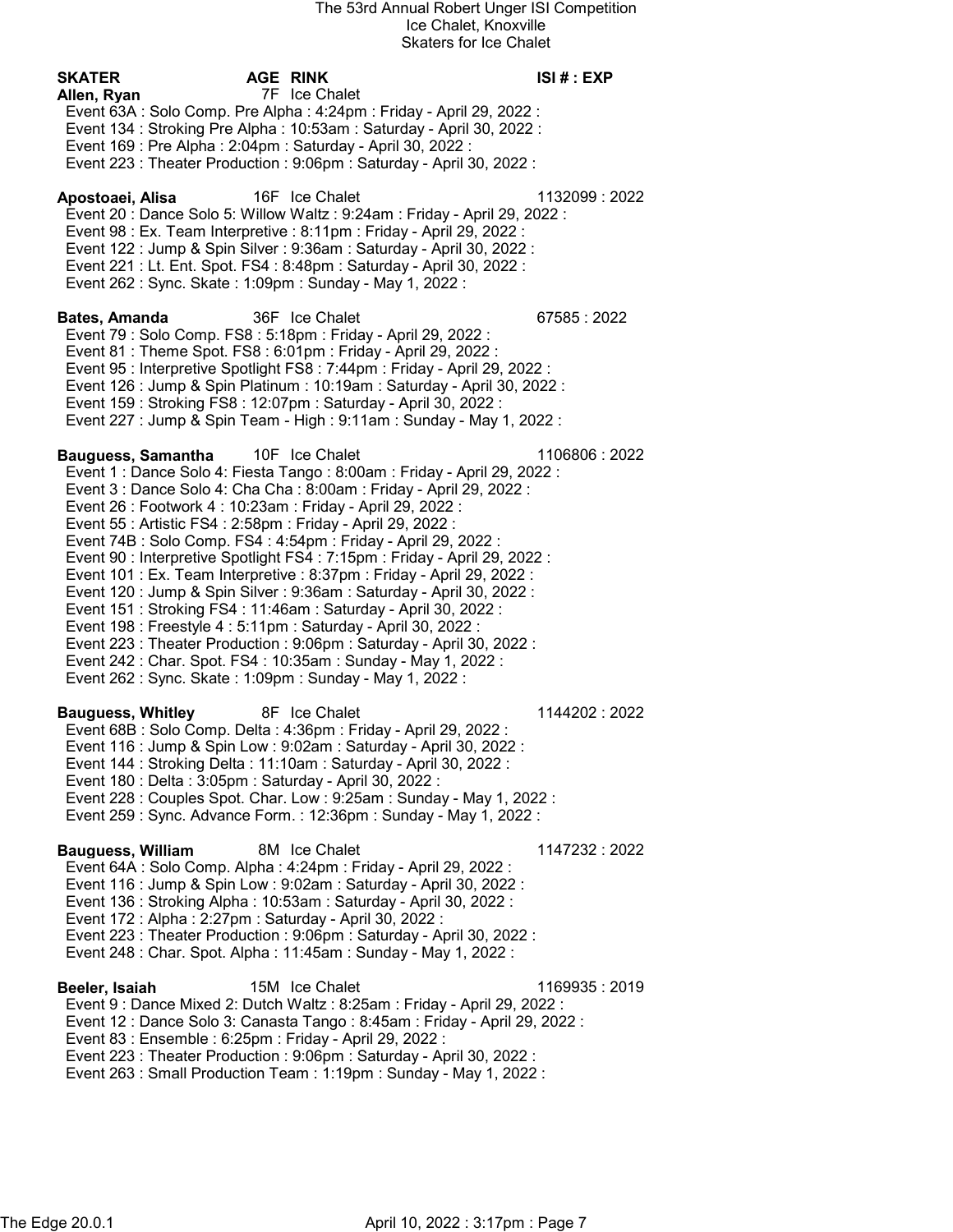# The 53rd Annual Robert Unger ISI Competition

Ice Chalet, Knoxville

Skaters for Ice Chalet

| SKATER | AGE | RINK | ISI # : EXP |
|---|---|---|---|

**Allen, Ryan** 7F Ice Chalet

- Event 63A : Solo Comp. Pre Alpha : 4:24pm : Friday - April 29, 2022 :
- Event 134 : Stroking Pre Alpha : 10:53am : Saturday - April 30, 2022 :
- Event 169 : Pre Alpha : 2:04pm : Saturday - April 30, 2022 :
- Event 223 : Theater Production : 9:06pm : Saturday - April 30, 2022 :

**Apostoaei, Alisa** 16F Ice Chalet 1132099 : 2022

- Event 20 : Dance Solo 5: Willow Waltz : 9:24am : Friday - April 29, 2022 :
- Event 98 : Ex. Team Interpretive : 8:11pm : Friday - April 29, 2022 :
- Event 122 : Jump & Spin Silver : 9:36am : Saturday - April 30, 2022 :
- Event 221 : Lt. Ent. Spot. FS4 : 8:48pm : Saturday - April 30, 2022 :
- Event 262 : Sync. Skate : 1:09pm : Sunday - May 1, 2022 :

**Bates, Amanda** 36F Ice Chalet 67585 : 2022

- Event 79 : Solo Comp. FS8 : 5:18pm : Friday - April 29, 2022 :
- Event 81 : Theme Spot. FS8 : 6:01pm : Friday - April 29, 2022 :
- Event 95 : Interpretive Spotlight FS8 : 7:44pm : Friday - April 29, 2022 :
- Event 126 : Jump & Spin Platinum : 10:19am : Saturday - April 30, 2022 :
- Event 159 : Stroking FS8 : 12:07pm : Saturday - April 30, 2022 :
- Event 227 : Jump & Spin Team - High : 9:11am : Sunday - May 1, 2022 :

**Bauguess, Samantha** 10F Ice Chalet 1106806 : 2022

- Event 1 : Dance Solo 4: Fiesta Tango : 8:00am : Friday - April 29, 2022 :
- Event 3 : Dance Solo 4: Cha Cha : 8:00am : Friday - April 29, 2022 :
- Event 26 : Footwork 4 : 10:23am : Friday - April 29, 2022 :
- Event 55 : Artistic FS4 : 2:58pm : Friday - April 29, 2022 :
- Event 74B : Solo Comp. FS4 : 4:54pm : Friday - April 29, 2022 :
- Event 90 : Interpretive Spotlight FS4 : 7:15pm : Friday - April 29, 2022 :
- Event 101 : Ex. Team Interpretive : 8:37pm : Friday - April 29, 2022 :
- Event 120 : Jump & Spin Silver : 9:36am : Saturday - April 30, 2022 :
- Event 151 : Stroking FS4 : 11:46am : Saturday - April 30, 2022 :
- Event 198 : Freestyle 4 : 5:11pm : Saturday - April 30, 2022 :
- Event 223 : Theater Production : 9:06pm : Saturday - April 30, 2022 :
- Event 242 : Char. Spot. FS4 : 10:35am : Sunday - May 1, 2022 :
- Event 262 : Sync. Skate : 1:09pm : Sunday - May 1, 2022 :

**Bauguess, Whitley** 8F Ice Chalet 1144202 : 2022

- Event 68B : Solo Comp. Delta : 4:36pm : Friday - April 29, 2022 :
- Event 116 : Jump & Spin Low : 9:02am : Saturday - April 30, 2022 :
- Event 144 : Stroking Delta : 11:10am : Saturday - April 30, 2022 :
- Event 180 : Delta : 3:05pm : Saturday - April 30, 2022 :
- Event 228 : Couples Spot. Char. Low : 9:25am : Sunday - May 1, 2022 :
- Event 259 : Sync. Advance Form. : 12:36pm : Sunday - May 1, 2022 :

**Bauguess, William** 8M Ice Chalet 1147232 : 2022

- Event 64A : Solo Comp. Alpha : 4:24pm : Friday - April 29, 2022 :
- Event 116 : Jump & Spin Low : 9:02am : Saturday - April 30, 2022 :
- Event 136 : Stroking Alpha : 10:53am : Saturday - April 30, 2022 :
- Event 172 : Alpha : 2:27pm : Saturday - April 30, 2022 :
- Event 223 : Theater Production : 9:06pm : Saturday - April 30, 2022 :
- Event 248 : Char. Spot. Alpha : 11:45am : Sunday - May 1, 2022 :

**Beeler, Isaiah** 15M Ice Chalet 1169935 : 2019

- Event 9 : Dance Mixed 2: Dutch Waltz : 8:25am : Friday - April 29, 2022 :
- Event 12 : Dance Solo 3: Canasta Tango : 8:45am : Friday - April 29, 2022 :
- Event 83 : Ensemble : 6:25pm : Friday - April 29, 2022 :
- Event 223 : Theater Production : 9:06pm : Saturday - April 30, 2022 :
- Event 263 : Small Production Team : 1:19pm : Sunday - May 1, 2022 :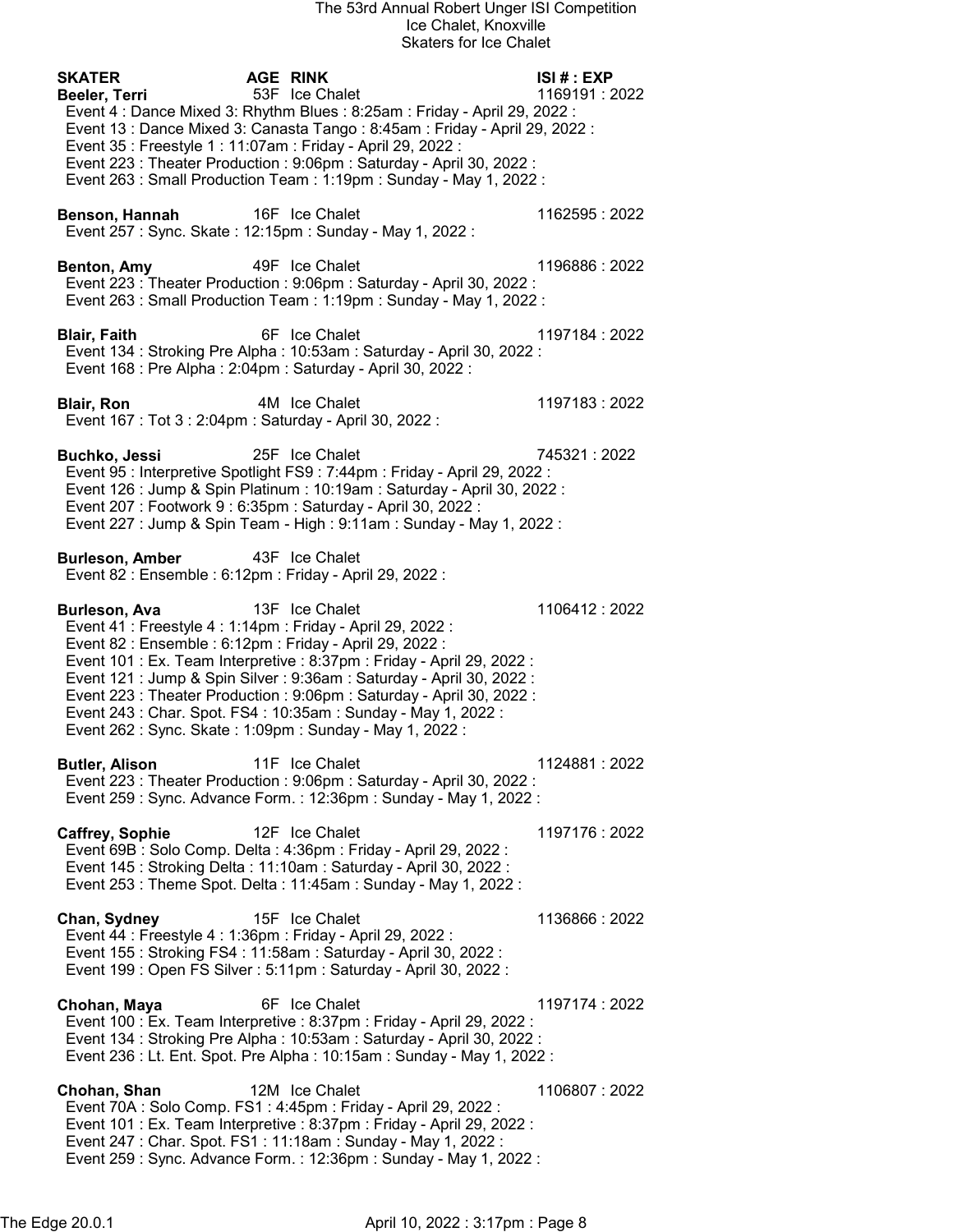The 53rd Annual Robert Unger ISI Competition
Ice Chalet, Knoxville
Skaters for Ice Chalet

| SKATER | AGE | RINK | ISI # : EXP |
|---|---|---|---|
| **Beeler, Terri** | 53F | Ice Chalet | 1169191 : 2022 |

Event 4 : Dance Mixed 3: Rhythm Blues : 8:25am : Friday - April 29, 2022 :
Event 13 : Dance Mixed 3: Canasta Tango : 8:45am : Friday - April 29, 2022 :
Event 35 : Freestyle 1 : 11:07am : Friday - April 29, 2022 :
Event 223 : Theater Production : 9:06pm : Saturday - April 30, 2022 :
Event 263 : Small Production Team : 1:19pm : Sunday - May 1, 2022 :

**Benson, Hannah** 16F Ice Chalet 1162595 : 2022
Event 257 : Sync. Skate : 12:15pm : Sunday - May 1, 2022 :

**Benton, Amy** 49F Ice Chalet 1196886 : 2022
Event 223 : Theater Production : 9:06pm : Saturday - April 30, 2022 :
Event 263 : Small Production Team : 1:19pm : Sunday - May 1, 2022 :

**Blair, Faith** 6F Ice Chalet 1197184 : 2022
Event 134 : Stroking Pre Alpha : 10:53am : Saturday - April 30, 2022 :
Event 168 : Pre Alpha : 2:04pm : Saturday - April 30, 2022 :

**Blair, Ron** 4M Ice Chalet 1197183 : 2022
Event 167 : Tot 3 : 2:04pm : Saturday - April 30, 2022 :

**Buchko, Jessi** 25F Ice Chalet 745321 : 2022
Event 95 : Interpretive Spotlight FS9 : 7:44pm : Friday - April 29, 2022 :
Event 126 : Jump & Spin Platinum : 10:19am : Saturday - April 30, 2022 :
Event 207 : Footwork 9 : 6:35pm : Saturday - April 30, 2022 :
Event 227 : Jump & Spin Team - High : 9:11am : Sunday - May 1, 2022 :

**Burleson, Amber** 43F Ice Chalet
Event 82 : Ensemble : 6:12pm : Friday - April 29, 2022 :

**Burleson, Ava** 13F Ice Chalet 1106412 : 2022
Event 41 : Freestyle 4 : 1:14pm : Friday - April 29, 2022 :
Event 82 : Ensemble : 6:12pm : Friday - April 29, 2022 :
Event 101 : Ex. Team Interpretive : 8:37pm : Friday - April 29, 2022 :
Event 121 : Jump & Spin Silver : 9:36am : Saturday - April 30, 2022 :
Event 223 : Theater Production : 9:06pm : Saturday - April 30, 2022 :
Event 243 : Char. Spot. FS4 : 10:35am : Sunday - May 1, 2022 :
Event 262 : Sync. Skate : 1:09pm : Sunday - May 1, 2022 :

**Butler, Alison** 11F Ice Chalet 1124881 : 2022
Event 223 : Theater Production : 9:06pm : Saturday - April 30, 2022 :
Event 259 : Sync. Advance Form. : 12:36pm : Sunday - May 1, 2022 :

**Caffrey, Sophie** 12F Ice Chalet 1197176 : 2022
Event 69B : Solo Comp. Delta : 4:36pm : Friday - April 29, 2022 :
Event 145 : Stroking Delta : 11:10am : Saturday - April 30, 2022 :
Event 253 : Theme Spot. Delta : 11:45am : Sunday - May 1, 2022 :

**Chan, Sydney** 15F Ice Chalet 1136866 : 2022
Event 44 : Freestyle 4 : 1:36pm : Friday - April 29, 2022 :
Event 155 : Stroking FS4 : 11:58am : Saturday - April 30, 2022 :
Event 199 : Open FS Silver : 5:11pm : Saturday - April 30, 2022 :

**Chohan, Maya** 6F Ice Chalet 1197174 : 2022
Event 100 : Ex. Team Interpretive : 8:37pm : Friday - April 29, 2022 :
Event 134 : Stroking Pre Alpha : 10:53am : Saturday - April 30, 2022 :
Event 236 : Lt. Ent. Spot. Pre Alpha : 10:15am : Sunday - May 1, 2022 :

**Chohan, Shan** 12M Ice Chalet 1106807 : 2022
Event 70A : Solo Comp. FS1 : 4:45pm : Friday - April 29, 2022 :
Event 101 : Ex. Team Interpretive : 8:37pm : Friday - April 29, 2022 :
Event 247 : Char. Spot. FS1 : 11:18am : Sunday - May 1, 2022 :
Event 259 : Sync. Advance Form. : 12:36pm : Sunday - May 1, 2022 :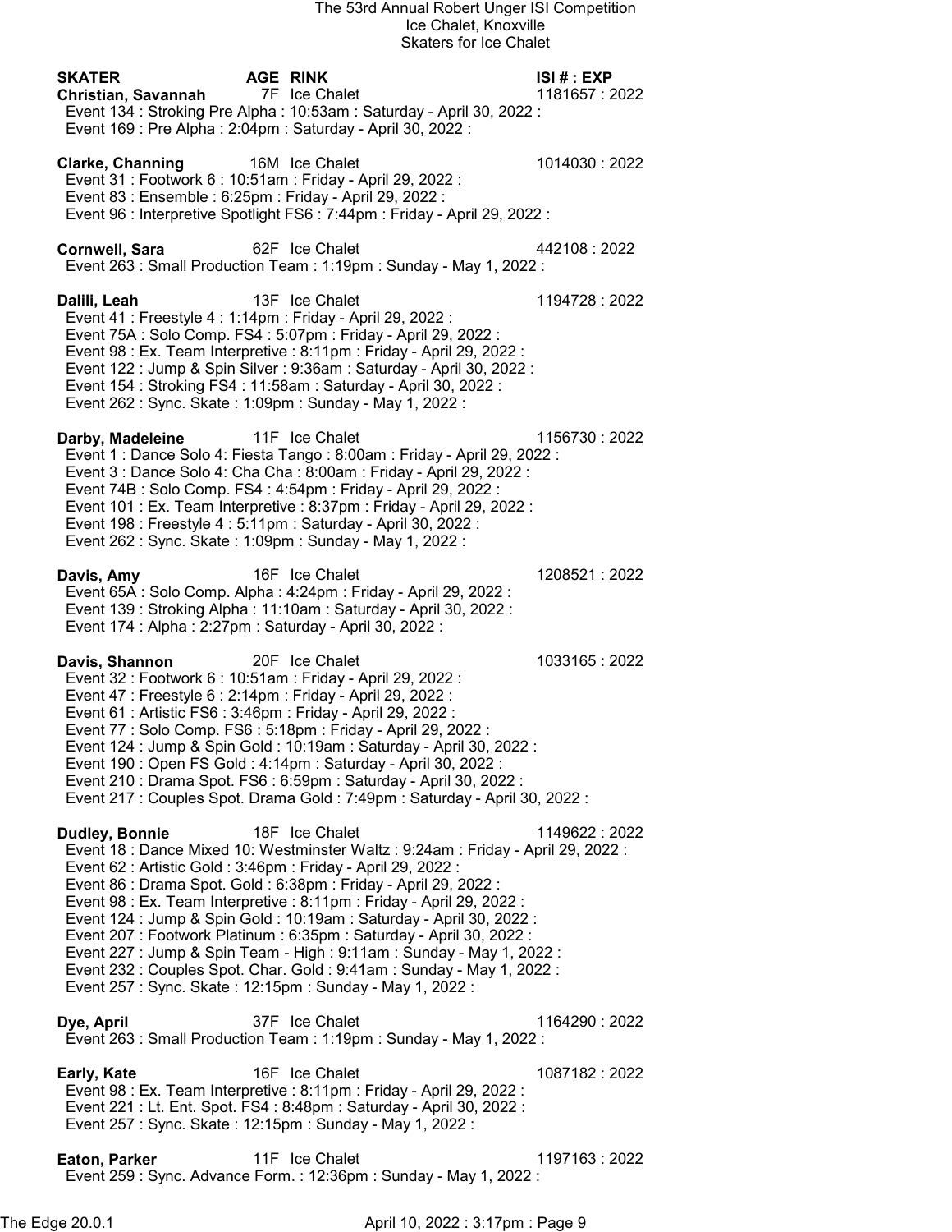The 53rd Annual Robert Unger ISI Competition
Ice Chalet, Knoxville
Skaters for Ice Chalet

| SKATER | AGE | RINK | ISI # : EXP |
|---|---|---|---|

**Christian, Savannah** 7F Ice Chalet 1181657 : 2022
Event 134 : Stroking Pre Alpha : 10:53am : Saturday - April 30, 2022 :
Event 169 : Pre Alpha : 2:04pm : Saturday - April 30, 2022 :

**Clarke, Channing** 16M Ice Chalet 1014030 : 2022
Event 31 : Footwork 6 : 10:51am : Friday - April 29, 2022 :
Event 83 : Ensemble : 6:25pm : Friday - April 29, 2022 :
Event 96 : Interpretive Spotlight FS6 : 7:44pm : Friday - April 29, 2022 :

**Cornwell, Sara** 62F Ice Chalet 442108 : 2022
Event 263 : Small Production Team : 1:19pm : Sunday - May 1, 2022 :

**Dalili, Leah** 13F Ice Chalet 1194728 : 2022
Event 41 : Freestyle 4 : 1:14pm : Friday - April 29, 2022 :
Event 75A : Solo Comp. FS4 : 5:07pm : Friday - April 29, 2022 :
Event 98 : Ex. Team Interpretive : 8:11pm : Friday - April 29, 2022 :
Event 122 : Jump & Spin Silver : 9:36am : Saturday - April 30, 2022 :
Event 154 : Stroking FS4 : 11:58am : Saturday - April 30, 2022 :
Event 262 : Sync. Skate : 1:09pm : Sunday - May 1, 2022 :

**Darby, Madeleine** 11F Ice Chalet 1156730 : 2022
Event 1 : Dance Solo 4: Fiesta Tango : 8:00am : Friday - April 29, 2022 :
Event 3 : Dance Solo 4: Cha Cha : 8:00am : Friday - April 29, 2022 :
Event 74B : Solo Comp. FS4 : 4:54pm : Friday - April 29, 2022 :
Event 101 : Ex. Team Interpretive : 8:37pm : Friday - April 29, 2022 :
Event 198 : Freestyle 4 : 5:11pm : Saturday - April 30, 2022 :
Event 262 : Sync. Skate : 1:09pm : Sunday - May 1, 2022 :

**Davis, Amy** 16F Ice Chalet 1208521 : 2022
Event 65A : Solo Comp. Alpha : 4:24pm : Friday - April 29, 2022 :
Event 139 : Stroking Alpha : 11:10am : Saturday - April 30, 2022 :
Event 174 : Alpha : 2:27pm : Saturday - April 30, 2022 :

**Davis, Shannon** 20F Ice Chalet 1033165 : 2022
Event 32 : Footwork 6 : 10:51am : Friday - April 29, 2022 :
Event 47 : Freestyle 6 : 2:14pm : Friday - April 29, 2022 :
Event 61 : Artistic FS6 : 3:46pm : Friday - April 29, 2022 :
Event 77 : Solo Comp. FS6 : 5:18pm : Friday - April 29, 2022 :
Event 124 : Jump & Spin Gold : 10:19am : Saturday - April 30, 2022 :
Event 190 : Open FS Gold : 4:14pm : Saturday - April 30, 2022 :
Event 210 : Drama Spot. FS6 : 6:59pm : Saturday - April 30, 2022 :
Event 217 : Couples Spot. Drama Gold : 7:49pm : Saturday - April 30, 2022 :

**Dudley, Bonnie** 18F Ice Chalet 1149622 : 2022
Event 18 : Dance Mixed 10: Westminster Waltz : 9:24am : Friday - April 29, 2022 :
Event 62 : Artistic Gold : 3:46pm : Friday - April 29, 2022 :
Event 86 : Drama Spot. Gold : 6:38pm : Friday - April 29, 2022 :
Event 98 : Ex. Team Interpretive : 8:11pm : Friday - April 29, 2022 :
Event 124 : Jump & Spin Gold : 10:19am : Saturday - April 30, 2022 :
Event 207 : Footwork Platinum : 6:35pm : Saturday - April 30, 2022 :
Event 227 : Jump & Spin Team - High : 9:11am : Sunday - May 1, 2022 :
Event 232 : Couples Spot. Char. Gold : 9:41am : Sunday - May 1, 2022 :
Event 257 : Sync. Skate : 12:15pm : Sunday - May 1, 2022 :

**Dye, April** 37F Ice Chalet 1164290 : 2022
Event 263 : Small Production Team : 1:19pm : Sunday - May 1, 2022 :

**Early, Kate** 16F Ice Chalet 1087182 : 2022
Event 98 : Ex. Team Interpretive : 8:11pm : Friday - April 29, 2022 :
Event 221 : Lt. Ent. Spot. FS4 : 8:48pm : Saturday - April 30, 2022 :
Event 257 : Sync. Skate : 12:15pm : Sunday - May 1, 2022 :

**Eaton, Parker** 11F Ice Chalet 1197163 : 2022
Event 259 : Sync. Advance Form. : 12:36pm : Sunday - May 1, 2022 :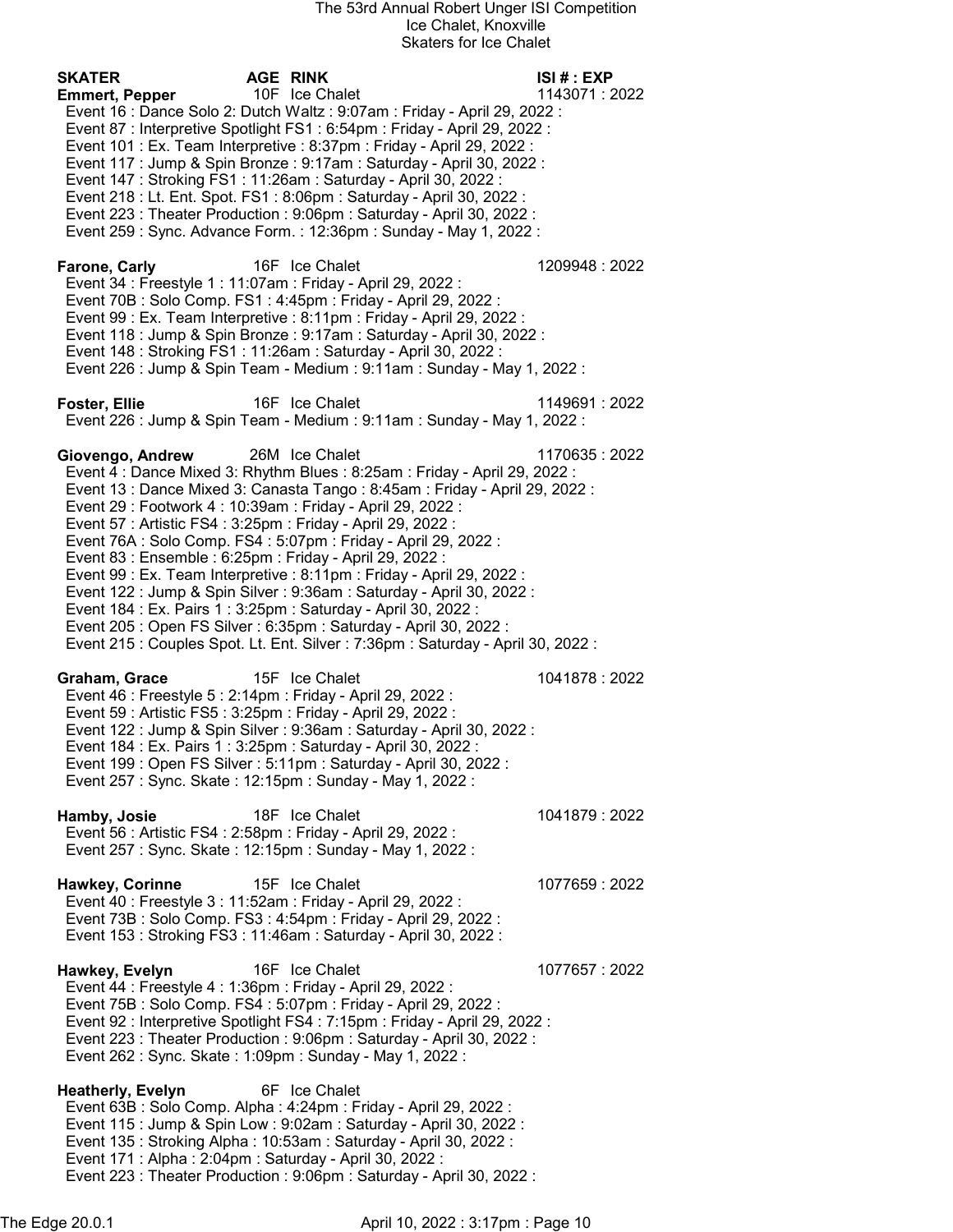The 53rd Annual Robert Unger ISI Competition
Ice Chalet, Knoxville
Skaters for Ice Chalet

| SKATER | AGE | RINK | ISI # : EXP |
|---|---|---|---|
| **Emmert, Pepper** | 10F | Ice Chalet | 1143071 : 2022 |

Event 16 : Dance Solo 2: Dutch Waltz : 9:07am : Friday - April 29, 2022 :
Event 87 : Interpretive Spotlight FS1 : 6:54pm : Friday - April 29, 2022 :
Event 101 : Ex. Team Interpretive : 8:37pm : Friday - April 29, 2022 :
Event 117 : Jump & Spin Bronze : 9:17am : Saturday - April 30, 2022 :
Event 147 : Stroking FS1 : 11:26am : Saturday - April 30, 2022 :
Event 218 : Lt. Ent. Spot. FS1 : 8:06pm : Saturday - April 30, 2022 :
Event 223 : Theater Production : 9:06pm : Saturday - April 30, 2022 :
Event 259 : Sync. Advance Form. : 12:36pm : Sunday - May 1, 2022 :

**Farone, Carly** 16F Ice Chalet 1209948 : 2022

Event 34 : Freestyle 1 : 11:07am : Friday - April 29, 2022 :
Event 70B : Solo Comp. FS1 : 4:45pm : Friday - April 29, 2022 :
Event 99 : Ex. Team Interpretive : 8:11pm : Friday - April 29, 2022 :
Event 118 : Jump & Spin Bronze : 9:17am : Saturday - April 30, 2022 :
Event 148 : Stroking FS1 : 11:26am : Saturday - April 30, 2022 :
Event 226 : Jump & Spin Team - Medium : 9:11am : Sunday - May 1, 2022 :

**Foster, Ellie** 16F Ice Chalet 1149691 : 2022

Event 226 : Jump & Spin Team - Medium : 9:11am : Sunday - May 1, 2022 :

**Giovengo, Andrew** 26M Ice Chalet 1170635 : 2022

Event 4 : Dance Mixed 3: Rhythm Blues : 8:25am : Friday - April 29, 2022 :
Event 13 : Dance Mixed 3: Canasta Tango : 8:45am : Friday - April 29, 2022 :
Event 29 : Footwork 4 : 10:39am : Friday - April 29, 2022 :
Event 57 : Artistic FS4 : 3:25pm : Friday - April 29, 2022 :
Event 76A : Solo Comp. FS4 : 5:07pm : Friday - April 29, 2022 :
Event 83 : Ensemble : 6:25pm : Friday - April 29, 2022 :
Event 99 : Ex. Team Interpretive : 8:11pm : Friday - April 29, 2022 :
Event 122 : Jump & Spin Silver : 9:36am : Saturday - April 30, 2022 :
Event 184 : Ex. Pairs 1 : 3:25pm : Saturday - April 30, 2022 :
Event 205 : Open FS Silver : 6:35pm : Saturday - April 30, 2022 :
Event 215 : Couples Spot. Lt. Ent. Silver : 7:36pm : Saturday - April 30, 2022 :

**Graham, Grace** 15F Ice Chalet 1041878 : 2022

Event 46 : Freestyle 5 : 2:14pm : Friday - April 29, 2022 :
Event 59 : Artistic FS5 : 3:25pm : Friday - April 29, 2022 :
Event 122 : Jump & Spin Silver : 9:36am : Saturday - April 30, 2022 :
Event 184 : Ex. Pairs 1 : 3:25pm : Saturday - April 30, 2022 :
Event 199 : Open FS Silver : 5:11pm : Saturday - April 30, 2022 :
Event 257 : Sync. Skate : 12:15pm : Sunday - May 1, 2022 :

**Hamby, Josie** 18F Ice Chalet 1041879 : 2022

Event 56 : Artistic FS4 : 2:58pm : Friday - April 29, 2022 :
Event 257 : Sync. Skate : 12:15pm : Sunday - May 1, 2022 :

**Hawkey, Corinne** 15F Ice Chalet 1077659 : 2022

Event 40 : Freestyle 3 : 11:52am : Friday - April 29, 2022 :
Event 73B : Solo Comp. FS3 : 4:54pm : Friday - April 29, 2022 :
Event 153 : Stroking FS3 : 11:46am : Saturday - April 30, 2022 :

**Hawkey, Evelyn** 16F Ice Chalet 1077657 : 2022

Event 44 : Freestyle 4 : 1:36pm : Friday - April 29, 2022 :
Event 75B : Solo Comp. FS4 : 5:07pm : Friday - April 29, 2022 :
Event 92 : Interpretive Spotlight FS4 : 7:15pm : Friday - April 29, 2022 :
Event 223 : Theater Production : 9:06pm : Saturday - April 30, 2022 :
Event 262 : Sync. Skate : 1:09pm : Sunday - May 1, 2022 :

**Heatherly, Evelyn** 6F Ice Chalet

Event 63B : Solo Comp. Alpha : 4:24pm : Friday - April 29, 2022 :
Event 115 : Jump & Spin Low : 9:02am : Saturday - April 30, 2022 :
Event 135 : Stroking Alpha : 10:53am : Saturday - April 30, 2022 :
Event 171 : Alpha : 2:04pm : Saturday - April 30, 2022 :
Event 223 : Theater Production : 9:06pm : Saturday - April 30, 2022 :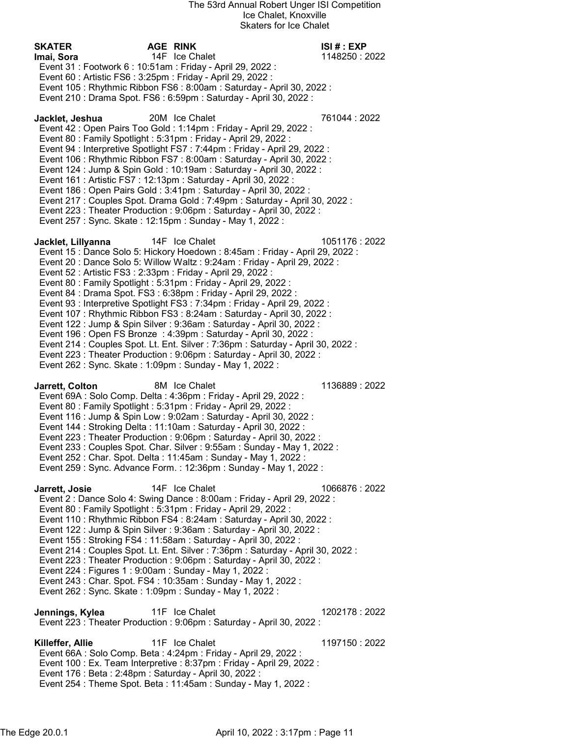The 53rd Annual Robert Unger ISI Competition
Ice Chalet, Knoxville
Skaters for Ice Chalet

| SKATER | AGE | RINK | ISI # : EXP |
|---|---|---|---|
| **Imai, Sora** | 14F | Ice Chalet | 1148250 : 2022 |

- Event 31 : Footwork 6 : 10:51am : Friday - April 29, 2022 :
- Event 60 : Artistic FS6 : 3:25pm : Friday - April 29, 2022 :
- Event 105 : Rhythmic Ribbon FS6 : 8:00am : Saturday - April 30, 2022 :
- Event 210 : Drama Spot. FS6 : 6:59pm : Saturday - April 30, 2022 :

| SKATER | AGE | RINK | ISI # : EXP |
|---|---|---|---|
| **Jacklet, Jeshua** | 20M | Ice Chalet | 761044 : 2022 |

- Event 42 : Open Pairs Too Gold : 1:14pm : Friday - April 29, 2022 :
- Event 80 : Family Spotlight : 5:31pm : Friday - April 29, 2022 :
- Event 94 : Interpretive Spotlight FS7 : 7:44pm : Friday - April 29, 2022 :
- Event 106 : Rhythmic Ribbon FS7 : 8:00am : Saturday - April 30, 2022 :
- Event 124 : Jump & Spin Gold : 10:19am : Saturday - April 30, 2022 :
- Event 161 : Artistic FS7 : 12:13pm : Saturday - April 30, 2022 :
- Event 186 : Open Pairs Gold : 3:41pm : Saturday - April 30, 2022 :
- Event 217 : Couples Spot. Drama Gold : 7:49pm : Saturday - April 30, 2022 :
- Event 223 : Theater Production : 9:06pm : Saturday - April 30, 2022 :
- Event 257 : Sync. Skate : 12:15pm : Sunday - May 1, 2022 :

| SKATER | AGE | RINK | ISI # : EXP |
|---|---|---|---|
| **Jacklet, Lillyanna** | 14F | Ice Chalet | 1051176 : 2022 |

- Event 15 : Dance Solo 5: Hickory Hoedown : 8:45am : Friday - April 29, 2022 :
- Event 20 : Dance Solo 5: Willow Waltz : 9:24am : Friday - April 29, 2022 :
- Event 52 : Artistic FS3 : 2:33pm : Friday - April 29, 2022 :
- Event 80 : Family Spotlight : 5:31pm : Friday - April 29, 2022 :
- Event 84 : Drama Spot. FS3 : 6:38pm : Friday - April 29, 2022 :
- Event 93 : Interpretive Spotlight FS3 : 7:34pm : Friday - April 29, 2022 :
- Event 107 : Rhythmic Ribbon FS3 : 8:24am : Saturday - April 30, 2022 :
- Event 122 : Jump & Spin Silver : 9:36am : Saturday - April 30, 2022 :
- Event 196 : Open FS Bronze : 4:39pm : Saturday - April 30, 2022 :
- Event 214 : Couples Spot. Lt. Ent. Silver : 7:36pm : Saturday - April 30, 2022 :
- Event 223 : Theater Production : 9:06pm : Saturday - April 30, 2022 :
- Event 262 : Sync. Skate : 1:09pm : Sunday - May 1, 2022 :

| SKATER | AGE | RINK | ISI # : EXP |
|---|---|---|---|
| **Jarrett, Colton** | 8M | Ice Chalet | 1136889 : 2022 |

- Event 69A : Solo Comp. Delta : 4:36pm : Friday - April 29, 2022 :
- Event 80 : Family Spotlight : 5:31pm : Friday - April 29, 2022 :
- Event 116 : Jump & Spin Low : 9:02am : Saturday - April 30, 2022 :
- Event 144 : Stroking Delta : 11:10am : Saturday - April 30, 2022 :
- Event 223 : Theater Production : 9:06pm : Saturday - April 30, 2022 :
- Event 233 : Couples Spot. Char. Silver : 9:55am : Sunday - May 1, 2022 :
- Event 252 : Char. Spot. Delta : 11:45am : Sunday - May 1, 2022 :
- Event 259 : Sync. Advance Form. : 12:36pm : Sunday - May 1, 2022 :

| SKATER | AGE | RINK | ISI # : EXP |
|---|---|---|---|
| **Jarrett, Josie** | 14F | Ice Chalet | 1066876 : 2022 |

- Event 2 : Dance Solo 4: Swing Dance : 8:00am : Friday - April 29, 2022 :
- Event 80 : Family Spotlight : 5:31pm : Friday - April 29, 2022 :
- Event 110 : Rhythmic Ribbon FS4 : 8:24am : Saturday - April 30, 2022 :
- Event 122 : Jump & Spin Silver : 9:36am : Saturday - April 30, 2022 :
- Event 155 : Stroking FS4 : 11:58am : Saturday - April 30, 2022 :
- Event 214 : Couples Spot. Lt. Ent. Silver : 7:36pm : Saturday - April 30, 2022 :
- Event 223 : Theater Production : 9:06pm : Saturday - April 30, 2022 :
- Event 224 : Figures 1 : 9:00am : Sunday - May 1, 2022 :
- Event 243 : Char. Spot. FS4 : 10:35am : Sunday - May 1, 2022 :
- Event 262 : Sync. Skate : 1:09pm : Sunday - May 1, 2022 :

| SKATER | AGE | RINK | ISI # : EXP |
|---|---|---|---|
| **Jennings, Kylea** | 11F | Ice Chalet | 1202178 : 2022 |

- Event 223 : Theater Production : 9:06pm : Saturday - April 30, 2022 :

| SKATER | AGE | RINK | ISI # : EXP |
|---|---|---|---|
| **Killeffer, Allie** | 11F | Ice Chalet | 1197150 : 2022 |

- Event 66A : Solo Comp. Beta : 4:24pm : Friday - April 29, 2022 :
- Event 100 : Ex. Team Interpretive : 8:37pm : Friday - April 29, 2022 :
- Event 176 : Beta : 2:48pm : Saturday - April 30, 2022 :
- Event 254 : Theme Spot. Beta : 11:45am : Sunday - May 1, 2022 :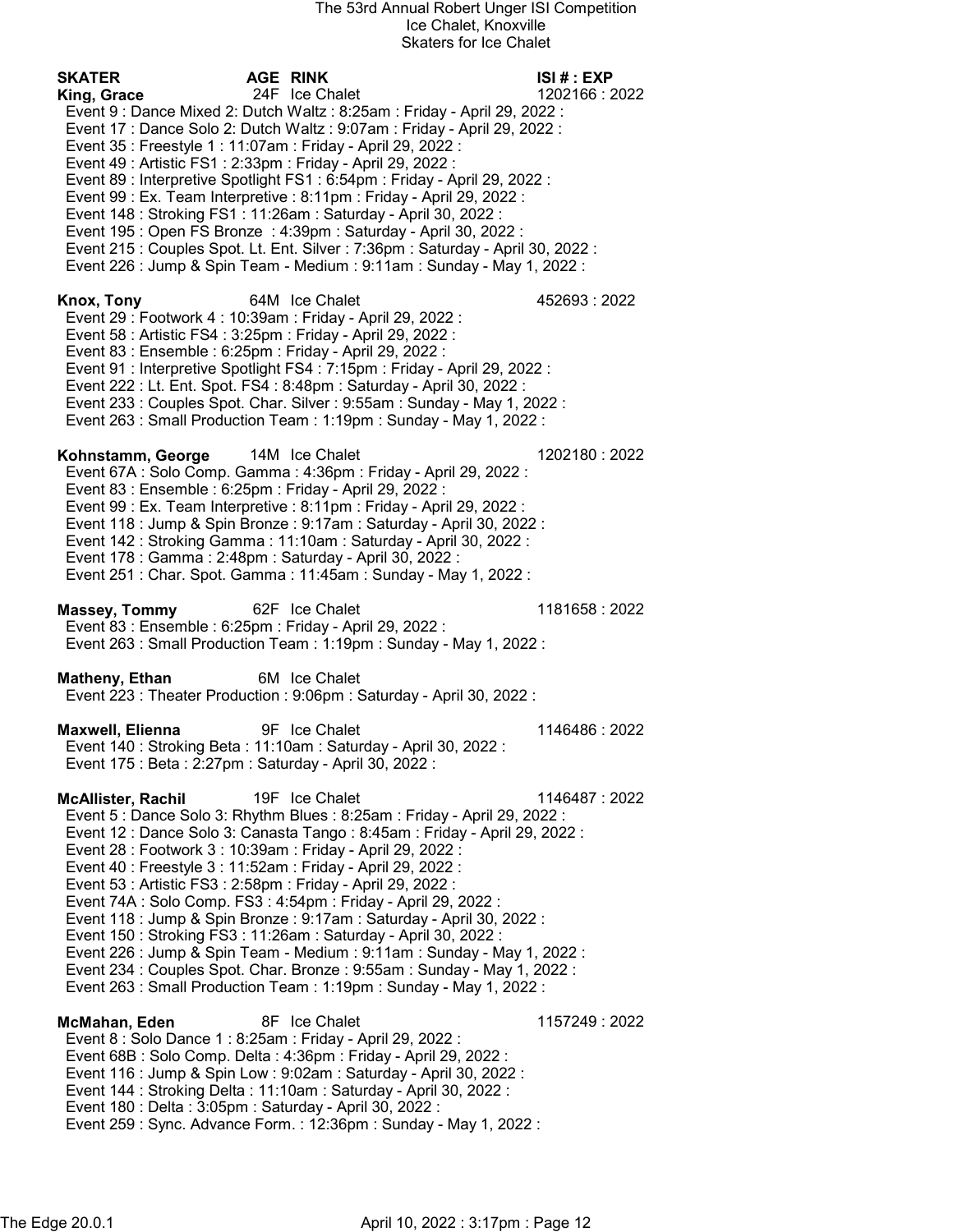The 53rd Annual Robert Unger ISI Competition
Ice Chalet, Knoxville
Skaters for Ice Chalet

| SKATER | AGE | RINK | ISI # : EXP |
|---|---|---|---|
| **King, Grace** | 24F | Ice Chalet | 1202166 : 2022 |

Event 9 : Dance Mixed 2: Dutch Waltz : 8:25am : Friday - April 29, 2022 :
Event 17 : Dance Solo 2: Dutch Waltz : 9:07am : Friday - April 29, 2022 :
Event 35 : Freestyle 1 : 11:07am : Friday - April 29, 2022 :
Event 49 : Artistic FS1 : 2:33pm : Friday - April 29, 2022 :
Event 89 : Interpretive Spotlight FS1 : 6:54pm : Friday - April 29, 2022 :
Event 99 : Ex. Team Interpretive : 8:11pm : Friday - April 29, 2022 :
Event 148 : Stroking FS1 : 11:26am : Saturday - April 30, 2022 :
Event 195 : Open FS Bronze : 4:39pm : Saturday - April 30, 2022 :
Event 215 : Couples Spot. Lt. Ent. Silver : 7:36pm : Saturday - April 30, 2022 :
Event 226 : Jump & Spin Team - Medium : 9:11am : Sunday - May 1, 2022 :

| SKATER | AGE | RINK | ISI # : EXP |
|---|---|---|---|
| **Knox, Tony** | 64M | Ice Chalet | 452693 : 2022 |

Event 29 : Footwork 4 : 10:39am : Friday - April 29, 2022 :
Event 58 : Artistic FS4 : 3:25pm : Friday - April 29, 2022 :
Event 83 : Ensemble : 6:25pm : Friday - April 29, 2022 :
Event 91 : Interpretive Spotlight FS4 : 7:15pm : Friday - April 29, 2022 :
Event 222 : Lt. Ent. Spot. FS4 : 8:48pm : Saturday - April 30, 2022 :
Event 233 : Couples Spot. Char. Silver : 9:55am : Sunday - May 1, 2022 :
Event 263 : Small Production Team : 1:19pm : Sunday - May 1, 2022 :

| SKATER | AGE | RINK | ISI # : EXP |
|---|---|---|---|
| **Kohnstamm, George** | 14M | Ice Chalet | 1202180 : 2022 |

Event 67A : Solo Comp. Gamma : 4:36pm : Friday - April 29, 2022 :
Event 83 : Ensemble : 6:25pm : Friday - April 29, 2022 :
Event 99 : Ex. Team Interpretive : 8:11pm : Friday - April 29, 2022 :
Event 118 : Jump & Spin Bronze : 9:17am : Saturday - April 30, 2022 :
Event 142 : Stroking Gamma : 11:10am : Saturday - April 30, 2022 :
Event 178 : Gamma : 2:48pm : Saturday - April 30, 2022 :
Event 251 : Char. Spot. Gamma : 11:45am : Sunday - May 1, 2022 :

| SKATER | AGE | RINK | ISI # : EXP |
|---|---|---|---|
| **Massey, Tommy** | 62F | Ice Chalet | 1181658 : 2022 |

Event 83 : Ensemble : 6:25pm : Friday - April 29, 2022 :
Event 263 : Small Production Team : 1:19pm : Sunday - May 1, 2022 :

| SKATER | AGE | RINK | ISI # : EXP |
|---|---|---|---|
| **Matheny, Ethan** | 6M | Ice Chalet | |

Event 223 : Theater Production : 9:06pm : Saturday - April 30, 2022 :

| SKATER | AGE | RINK | ISI # : EXP |
|---|---|---|---|
| **Maxwell, Elienna** | 9F | Ice Chalet | 1146486 : 2022 |

Event 140 : Stroking Beta : 11:10am : Saturday - April 30, 2022 :
Event 175 : Beta : 2:27pm : Saturday - April 30, 2022 :

| SKATER | AGE | RINK | ISI # : EXP |
|---|---|---|---|
| **McAllister, Rachil** | 19F | Ice Chalet | 1146487 : 2022 |

Event 5 : Dance Solo 3: Rhythm Blues : 8:25am : Friday - April 29, 2022 :
Event 12 : Dance Solo 3: Canasta Tango : 8:45am : Friday - April 29, 2022 :
Event 28 : Footwork 3 : 10:39am : Friday - April 29, 2022 :
Event 40 : Freestyle 3 : 11:52am : Friday - April 29, 2022 :
Event 53 : Artistic FS3 : 2:58pm : Friday - April 29, 2022 :
Event 74A : Solo Comp. FS3 : 4:54pm : Friday - April 29, 2022 :
Event 118 : Jump & Spin Bronze : 9:17am : Saturday - April 30, 2022 :
Event 150 : Stroking FS3 : 11:26am : Saturday - April 30, 2022 :
Event 226 : Jump & Spin Team - Medium : 9:11am : Sunday - May 1, 2022 :
Event 234 : Couples Spot. Char. Bronze : 9:55am : Sunday - May 1, 2022 :
Event 263 : Small Production Team : 1:19pm : Sunday - May 1, 2022 :

| SKATER | AGE | RINK | ISI # : EXP |
|---|---|---|---|
| **McMahan, Eden** | 8F | Ice Chalet | 1157249 : 2022 |

Event 8 : Solo Dance 1 : 8:25am : Friday - April 29, 2022 :
Event 68B : Solo Comp. Delta : 4:36pm : Friday - April 29, 2022 :
Event 116 : Jump & Spin Low : 9:02am : Saturday - April 30, 2022 :
Event 144 : Stroking Delta : 11:10am : Saturday - April 30, 2022 :
Event 180 : Delta : 3:05pm : Saturday - April 30, 2022 :
Event 259 : Sync. Advance Form. : 12:36pm : Sunday - May 1, 2022 :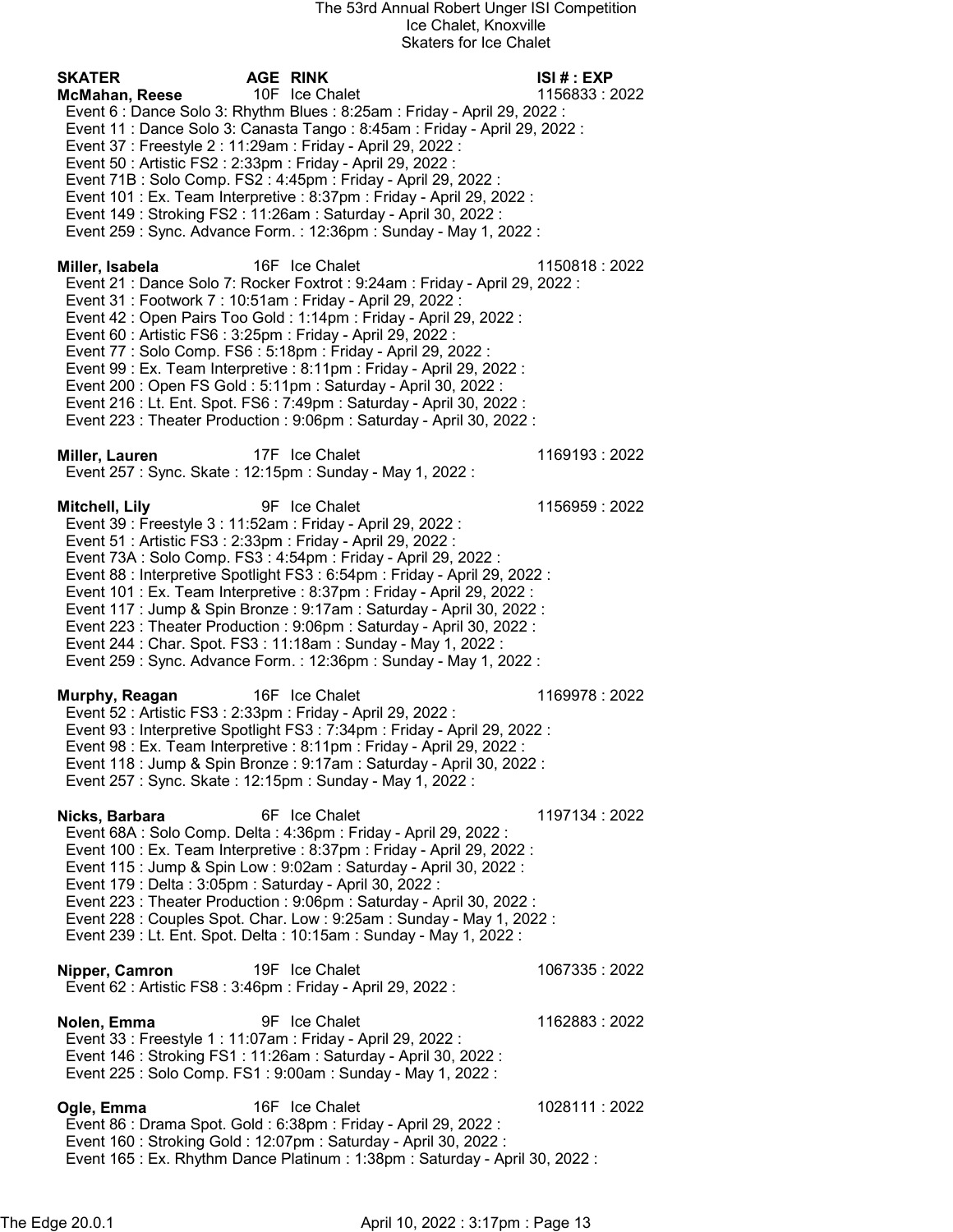# The 53rd Annual Robert Unger ISI Competition

Ice Chalet, Knoxville

Skaters for Ice Chalet

| SKATER | AGE | RINK | ISI # : EXP |
|---|---|---|---|
| **McMahan, Reese** | 10F | Ice Chalet | 1156833 : 2022 |

Event 6 : Dance Solo 3: Rhythm Blues : 8:25am : Friday - April 29, 2022 :
Event 11 : Dance Solo 3: Canasta Tango : 8:45am : Friday - April 29, 2022 :
Event 37 : Freestyle 2 : 11:29am : Friday - April 29, 2022 :
Event 50 : Artistic FS2 : 2:33pm : Friday - April 29, 2022 :
Event 71B : Solo Comp. FS2 : 4:45pm : Friday - April 29, 2022 :
Event 101 : Ex. Team Interpretive : 8:37pm : Friday - April 29, 2022 :
Event 149 : Stroking FS2 : 11:26am : Saturday - April 30, 2022 :
Event 259 : Sync. Advance Form. : 12:36pm : Sunday - May 1, 2022 :

| | | | |
|---|---|---|---|
| **Miller, Isabela** | 16F | Ice Chalet | 1150818 : 2022 |

Event 21 : Dance Solo 7: Rocker Foxtrot : 9:24am : Friday - April 29, 2022 :
Event 31 : Footwork 7 : 10:51am : Friday - April 29, 2022 :
Event 42 : Open Pairs Too Gold : 1:14pm : Friday - April 29, 2022 :
Event 60 : Artistic FS6 : 3:25pm : Friday - April 29, 2022 :
Event 77 : Solo Comp. FS6 : 5:18pm : Friday - April 29, 2022 :
Event 99 : Ex. Team Interpretive : 8:11pm : Friday - April 29, 2022 :
Event 200 : Open FS Gold : 5:11pm : Saturday - April 30, 2022 :
Event 216 : Lt. Ent. Spot. FS6 : 7:49pm : Saturday - April 30, 2022 :
Event 223 : Theater Production : 9:06pm : Saturday - April 30, 2022 :

| | | | |
|---|---|---|---|
| **Miller, Lauren** | 17F | Ice Chalet | 1169193 : 2022 |

Event 257 : Sync. Skate : 12:15pm : Sunday - May 1, 2022 :

| | | | |
|---|---|---|---|
| **Mitchell, Lily** | 9F | Ice Chalet | 1156959 : 2022 |

Event 39 : Freestyle 3 : 11:52am : Friday - April 29, 2022 :
Event 51 : Artistic FS3 : 2:33pm : Friday - April 29, 2022 :
Event 73A : Solo Comp. FS3 : 4:54pm : Friday - April 29, 2022 :
Event 88 : Interpretive Spotlight FS3 : 6:54pm : Friday - April 29, 2022 :
Event 101 : Ex. Team Interpretive : 8:37pm : Friday - April 29, 2022 :
Event 117 : Jump & Spin Bronze : 9:17am : Saturday - April 30, 2022 :
Event 223 : Theater Production : 9:06pm : Saturday - April 30, 2022 :
Event 244 : Char. Spot. FS3 : 11:18am : Sunday - May 1, 2022 :
Event 259 : Sync. Advance Form. : 12:36pm : Sunday - May 1, 2022 :

| | | | |
|---|---|---|---|
| **Murphy, Reagan** | 16F | Ice Chalet | 1169978 : 2022 |

Event 52 : Artistic FS3 : 2:33pm : Friday - April 29, 2022 :
Event 93 : Interpretive Spotlight FS3 : 7:34pm : Friday - April 29, 2022 :
Event 98 : Ex. Team Interpretive : 8:11pm : Friday - April 29, 2022 :
Event 118 : Jump & Spin Bronze : 9:17am : Saturday - April 30, 2022 :
Event 257 : Sync. Skate : 12:15pm : Sunday - May 1, 2022 :

| | | | |
|---|---|---|---|
| **Nicks, Barbara** | 6F | Ice Chalet | 1197134 : 2022 |

Event 68A : Solo Comp. Delta : 4:36pm : Friday - April 29, 2022 :
Event 100 : Ex. Team Interpretive : 8:37pm : Friday - April 29, 2022 :
Event 115 : Jump & Spin Low : 9:02am : Saturday - April 30, 2022 :
Event 179 : Delta : 3:05pm : Saturday - April 30, 2022 :
Event 223 : Theater Production : 9:06pm : Saturday - April 30, 2022 :
Event 228 : Couples Spot. Char. Low : 9:25am : Sunday - May 1, 2022 :
Event 239 : Lt. Ent. Spot. Delta : 10:15am : Sunday - May 1, 2022 :

| | | | |
|---|---|---|---|
| **Nipper, Camron** | 19F | Ice Chalet | 1067335 : 2022 |

Event 62 : Artistic FS8 : 3:46pm : Friday - April 29, 2022 :

| | | | |
|---|---|---|---|
| **Nolen, Emma** | 9F | Ice Chalet | 1162883 : 2022 |

Event 33 : Freestyle 1 : 11:07am : Friday - April 29, 2022 :
Event 146 : Stroking FS1 : 11:26am : Saturday - April 30, 2022 :
Event 225 : Solo Comp. FS1 : 9:00am : Sunday - May 1, 2022 :

| | | | |
|---|---|---|---|
| **Ogle, Emma** | 16F | Ice Chalet | 1028111 : 2022 |

Event 86 : Drama Spot. Gold : 6:38pm : Friday - April 29, 2022 :
Event 160 : Stroking Gold : 12:07pm : Saturday - April 30, 2022 :
Event 165 : Ex. Rhythm Dance Platinum : 1:38pm : Saturday - April 30, 2022 :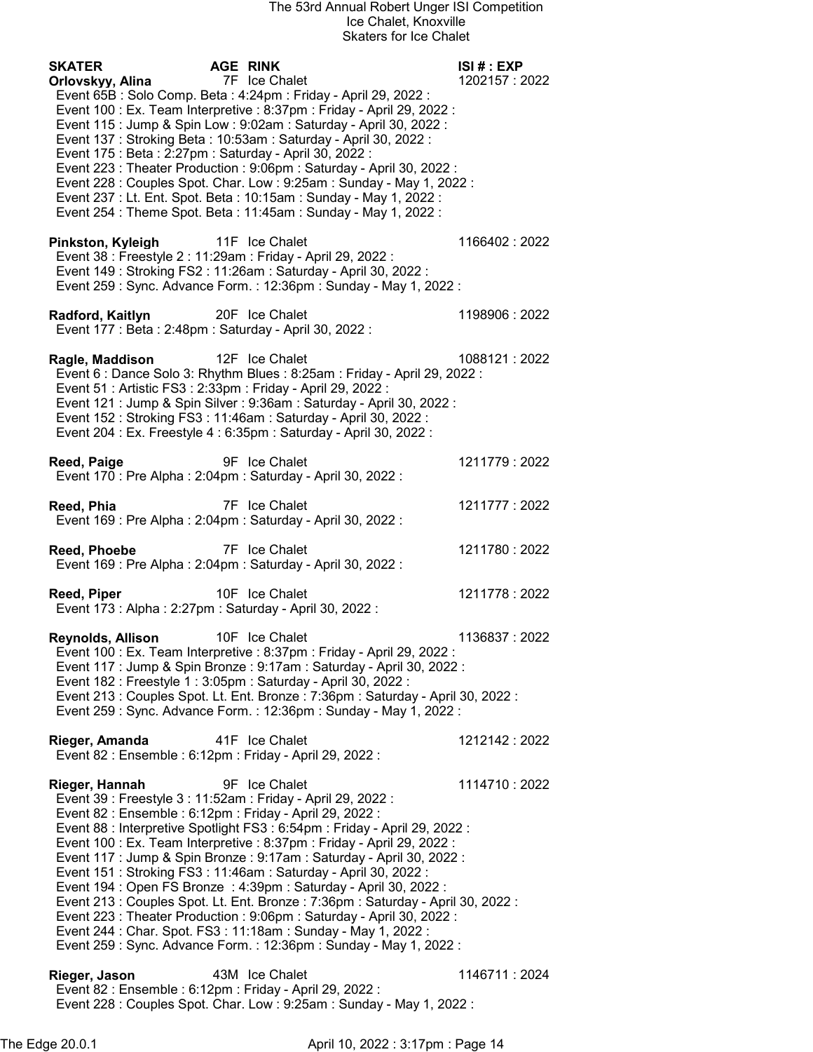The 53rd Annual Robert Unger ISI Competition
Ice Chalet, Knoxville
Skaters for Ice Chalet

| SKATER | AGE | RINK | ISI # : EXP |
|---|---|---|---|

**Orlovskyy, Alina** 7F Ice Chalet 1202157 : 2022
- Event 65B : Solo Comp. Beta : 4:24pm : Friday - April 29, 2022 :
- Event 100 : Ex. Team Interpretive : 8:37pm : Friday - April 29, 2022 :
- Event 115 : Jump & Spin Low : 9:02am : Saturday - April 30, 2022 :
- Event 137 : Stroking Beta : 10:53am : Saturday - April 30, 2022 :
- Event 175 : Beta : 2:27pm : Saturday - April 30, 2022 :
- Event 223 : Theater Production : 9:06pm : Saturday - April 30, 2022 :
- Event 228 : Couples Spot. Char. Low : 9:25am : Sunday - May 1, 2022 :
- Event 237 : Lt. Ent. Spot. Beta : 10:15am : Sunday - May 1, 2022 :
- Event 254 : Theme Spot. Beta : 11:45am : Sunday - May 1, 2022 :

**Pinkston, Kyleigh** 11F Ice Chalet 1166402 : 2022
- Event 38 : Freestyle 2 : 11:29am : Friday - April 29, 2022 :
- Event 149 : Stroking FS2 : 11:26am : Saturday - April 30, 2022 :
- Event 259 : Sync. Advance Form. : 12:36pm : Sunday - May 1, 2022 :

**Radford, Kaitlyn** 20F Ice Chalet 1198906 : 2022
- Event 177 : Beta : 2:48pm : Saturday - April 30, 2022 :

**Ragle, Maddison** 12F Ice Chalet 1088121 : 2022
- Event 6 : Dance Solo 3: Rhythm Blues : 8:25am : Friday - April 29, 2022 :
- Event 51 : Artistic FS3 : 2:33pm : Friday - April 29, 2022 :
- Event 121 : Jump & Spin Silver : 9:36am : Saturday - April 30, 2022 :
- Event 152 : Stroking FS3 : 11:46am : Saturday - April 30, 2022 :
- Event 204 : Ex. Freestyle 4 : 6:35pm : Saturday - April 30, 2022 :

**Reed, Paige** 9F Ice Chalet 1211779 : 2022
- Event 170 : Pre Alpha : 2:04pm : Saturday - April 30, 2022 :

**Reed, Phia** 7F Ice Chalet 1211777 : 2022
- Event 169 : Pre Alpha : 2:04pm : Saturday - April 30, 2022 :

**Reed, Phoebe** 7F Ice Chalet 1211780 : 2022
- Event 169 : Pre Alpha : 2:04pm : Saturday - April 30, 2022 :

**Reed, Piper** 10F Ice Chalet 1211778 : 2022
- Event 173 : Alpha : 2:27pm : Saturday - April 30, 2022 :

**Reynolds, Allison** 10F Ice Chalet 1136837 : 2022
- Event 100 : Ex. Team Interpretive : 8:37pm : Friday - April 29, 2022 :
- Event 117 : Jump & Spin Bronze : 9:17am : Saturday - April 30, 2022 :
- Event 182 : Freestyle 1 : 3:05pm : Saturday - April 30, 2022 :
- Event 213 : Couples Spot. Lt. Ent. Bronze : 7:36pm : Saturday - April 30, 2022 :
- Event 259 : Sync. Advance Form. : 12:36pm : Sunday - May 1, 2022 :

**Rieger, Amanda** 41F Ice Chalet 1212142 : 2022
- Event 82 : Ensemble : 6:12pm : Friday - April 29, 2022 :

**Rieger, Hannah** 9F Ice Chalet 1114710 : 2022
- Event 39 : Freestyle 3 : 11:52am : Friday - April 29, 2022 :
- Event 82 : Ensemble : 6:12pm : Friday - April 29, 2022 :
- Event 88 : Interpretive Spotlight FS3 : 6:54pm : Friday - April 29, 2022 :
- Event 100 : Ex. Team Interpretive : 8:37pm : Friday - April 29, 2022 :
- Event 117 : Jump & Spin Bronze : 9:17am : Saturday - April 30, 2022 :
- Event 151 : Stroking FS3 : 11:46am : Saturday - April 30, 2022 :
- Event 194 : Open FS Bronze : 4:39pm : Saturday - April 30, 2022 :
- Event 213 : Couples Spot. Lt. Ent. Bronze : 7:36pm : Saturday - April 30, 2022 :
- Event 223 : Theater Production : 9:06pm : Saturday - April 30, 2022 :
- Event 244 : Char. Spot. FS3 : 11:18am : Sunday - May 1, 2022 :
- Event 259 : Sync. Advance Form. : 12:36pm : Sunday - May 1, 2022 :

**Rieger, Jason** 43M Ice Chalet 1146711 : 2024
- Event 82 : Ensemble : 6:12pm : Friday - April 29, 2022 :
- Event 228 : Couples Spot. Char. Low : 9:25am : Sunday - May 1, 2022 :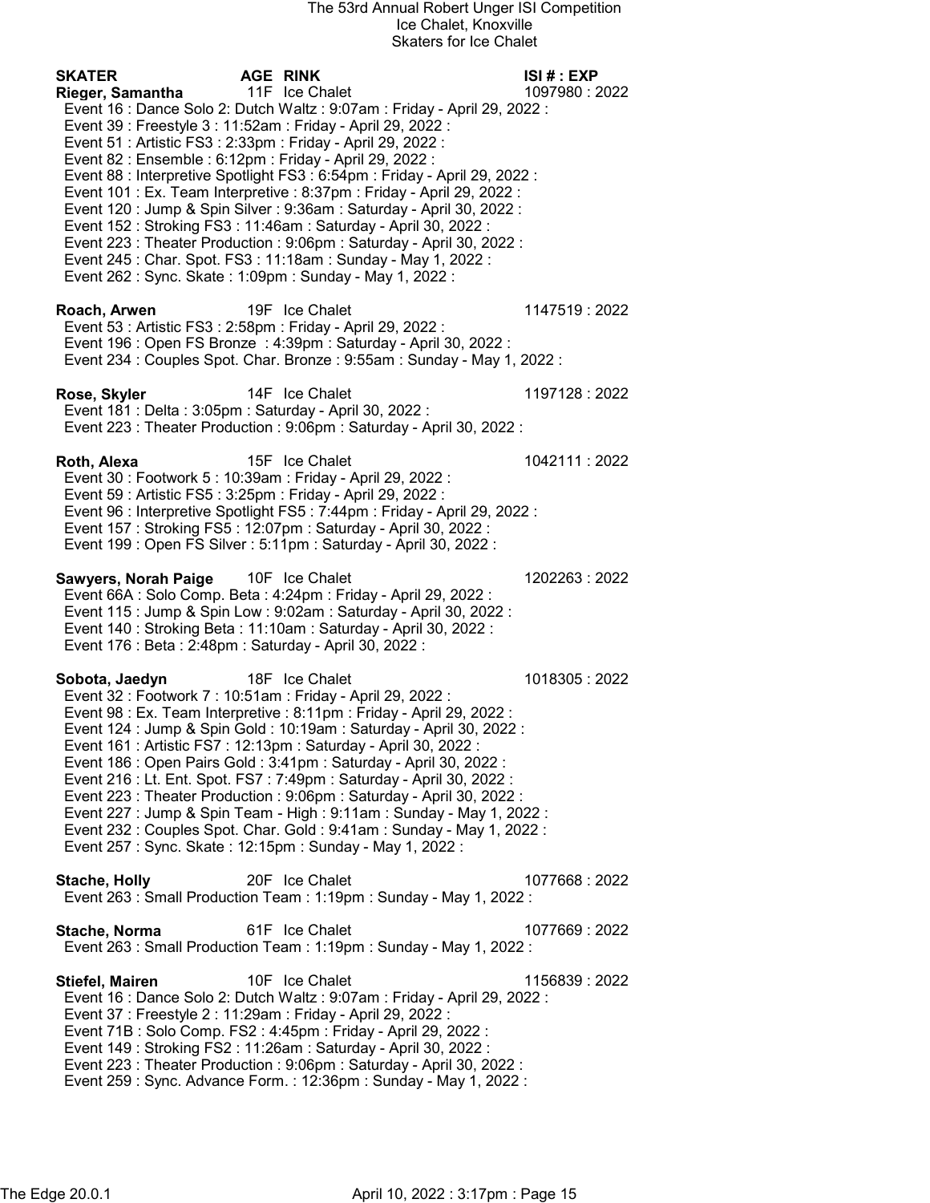# The 53rd Annual Robert Unger ISI Competition

Ice Chalet, Knoxville

Skaters for Ice Chalet

| SKATER | AGE | RINK | ISI # : EXP |
|---|---|---|---|
| **Rieger, Samantha** | 11F | Ice Chalet | 1097980 : 2022 |

- Event 16 : Dance Solo 2: Dutch Waltz : 9:07am : Friday - April 29, 2022 :
- Event 39 : Freestyle 3 : 11:52am : Friday - April 29, 2022 :
- Event 51 : Artistic FS3 : 2:33pm : Friday - April 29, 2022 :
- Event 82 : Ensemble : 6:12pm : Friday - April 29, 2022 :
- Event 88 : Interpretive Spotlight FS3 : 6:54pm : Friday - April 29, 2022 :
- Event 101 : Ex. Team Interpretive : 8:37pm : Friday - April 29, 2022 :
- Event 120 : Jump & Spin Silver : 9:36am : Saturday - April 30, 2022 :
- Event 152 : Stroking FS3 : 11:46am : Saturday - April 30, 2022 :
- Event 223 : Theater Production : 9:06pm : Saturday - April 30, 2022 :
- Event 245 : Char. Spot. FS3 : 11:18am : Sunday - May 1, 2022 :
- Event 262 : Sync. Skate : 1:09pm : Sunday - May 1, 2022 :

| **Roach, Arwen** | 19F | Ice Chalet | 1147519 : 2022 |
|---|---|---|---|

- Event 53 : Artistic FS3 : 2:58pm : Friday - April 29, 2022 :
- Event 196 : Open FS Bronze : 4:39pm : Saturday - April 30, 2022 :
- Event 234 : Couples Spot. Char. Bronze : 9:55am : Sunday - May 1, 2022 :

| **Rose, Skyler** | 14F | Ice Chalet | 1197128 : 2022 |
|---|---|---|---|

- Event 181 : Delta : 3:05pm : Saturday - April 30, 2022 :
- Event 223 : Theater Production : 9:06pm : Saturday - April 30, 2022 :

| **Roth, Alexa** | 15F | Ice Chalet | 1042111 : 2022 |
|---|---|---|---|

- Event 30 : Footwork 5 : 10:39am : Friday - April 29, 2022 :
- Event 59 : Artistic FS5 : 3:25pm : Friday - April 29, 2022 :
- Event 96 : Interpretive Spotlight FS5 : 7:44pm : Friday - April 29, 2022 :
- Event 157 : Stroking FS5 : 12:07pm : Saturday - April 30, 2022 :
- Event 199 : Open FS Silver : 5:11pm : Saturday - April 30, 2022 :

| **Sawyers, Norah Paige** | 10F | Ice Chalet | 1202263 : 2022 |
|---|---|---|---|

- Event 66A : Solo Comp. Beta : 4:24pm : Friday - April 29, 2022 :
- Event 115 : Jump & Spin Low : 9:02am : Saturday - April 30, 2022 :
- Event 140 : Stroking Beta : 11:10am : Saturday - April 30, 2022 :
- Event 176 : Beta : 2:48pm : Saturday - April 30, 2022 :

| **Sobota, Jaedyn** | 18F | Ice Chalet | 1018305 : 2022 |
|---|---|---|---|

- Event 32 : Footwork 7 : 10:51am : Friday - April 29, 2022 :
- Event 98 : Ex. Team Interpretive : 8:11pm : Friday - April 29, 2022 :
- Event 124 : Jump & Spin Gold : 10:19am : Saturday - April 30, 2022 :
- Event 161 : Artistic FS7 : 12:13pm : Saturday - April 30, 2022 :
- Event 186 : Open Pairs Gold : 3:41pm : Saturday - April 30, 2022 :
- Event 216 : Lt. Ent. Spot. FS7 : 7:49pm : Saturday - April 30, 2022 :
- Event 223 : Theater Production : 9:06pm : Saturday - April 30, 2022 :
- Event 227 : Jump & Spin Team - High : 9:11am : Sunday - May 1, 2022 :
- Event 232 : Couples Spot. Char. Gold : 9:41am : Sunday - May 1, 2022 :
- Event 257 : Sync. Skate : 12:15pm : Sunday - May 1, 2022 :

| **Stache, Holly** | 20F | Ice Chalet | 1077668 : 2022 |
|---|---|---|---|

- Event 263 : Small Production Team : 1:19pm : Sunday - May 1, 2022 :

| **Stache, Norma** | 61F | Ice Chalet | 1077669 : 2022 |
|---|---|---|---|

- Event 263 : Small Production Team : 1:19pm : Sunday - May 1, 2022 :

| **Stiefel, Mairen** | 10F | Ice Chalet | 1156839 : 2022 |
|---|---|---|---|

- Event 16 : Dance Solo 2: Dutch Waltz : 9:07am : Friday - April 29, 2022 :
- Event 37 : Freestyle 2 : 11:29am : Friday - April 29, 2022 :
- Event 71B : Solo Comp. FS2 : 4:45pm : Friday - April 29, 2022 :
- Event 149 : Stroking FS2 : 11:26am : Saturday - April 30, 2022 :
- Event 223 : Theater Production : 9:06pm : Saturday - April 30, 2022 :
- Event 259 : Sync. Advance Form. : 12:36pm : Sunday - May 1, 2022 :

The Edge 20.0.1 April 10, 2022 : 3:17pm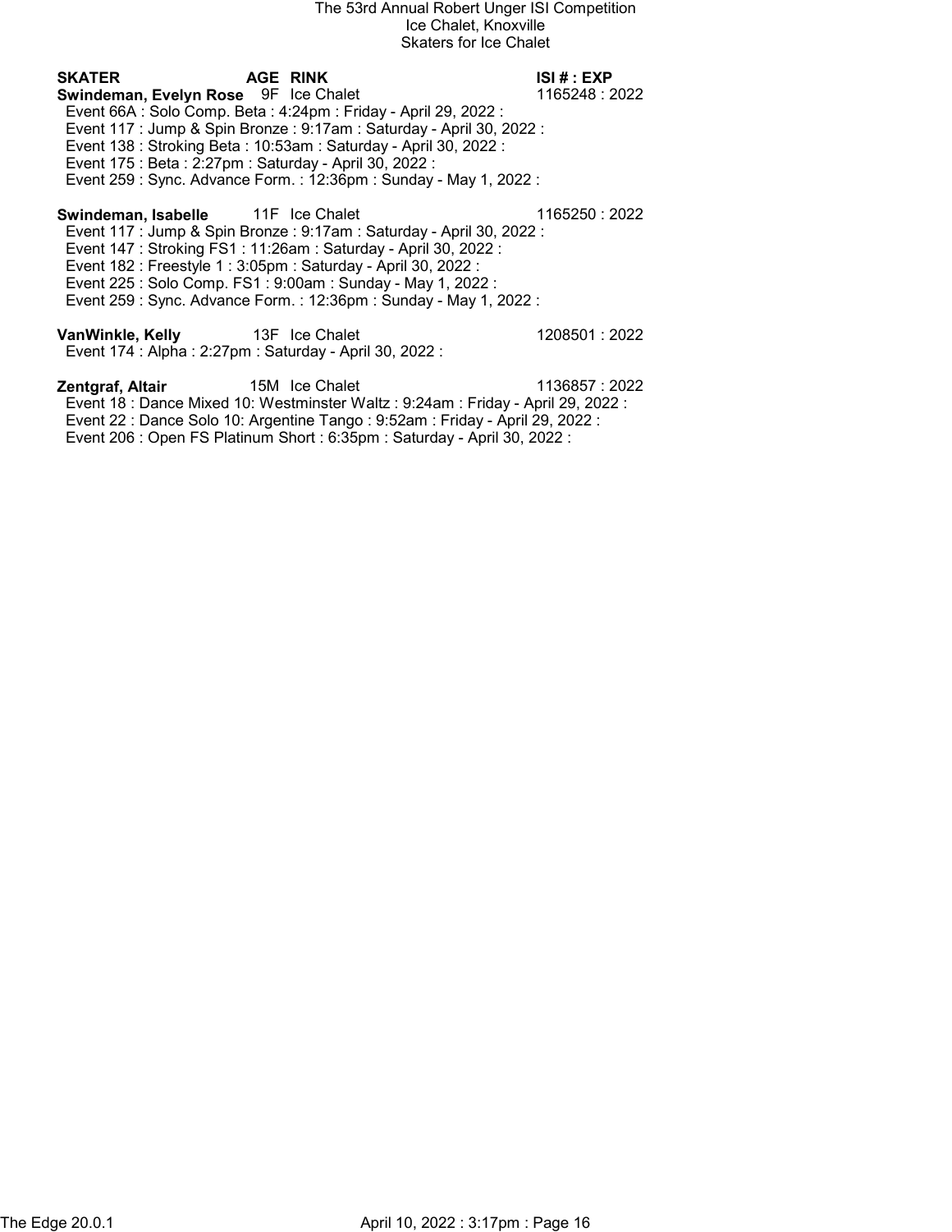The 53rd Annual Robert Unger ISI Competition
Ice Chalet, Knoxville
Skaters for Ice Chalet

| SKATER | AGE | RINK | ISI # : EXP |
|---|---|---|---|
| **Swindeman, Evelyn Rose** | 9F | Ice Chalet | 1165248 : 2022 |

Event 66A : Solo Comp. Beta : 4:24pm : Friday - April 29, 2022 :
Event 117 : Jump & Spin Bronze : 9:17am : Saturday - April 30, 2022 :
Event 138 : Stroking Beta : 10:53am : Saturday - April 30, 2022 :
Event 175 : Beta : 2:27pm : Saturday - April 30, 2022 :
Event 259 : Sync. Advance Form. : 12:36pm : Sunday - May 1, 2022 :

| SKATER | AGE | RINK | ISI # : EXP |
|---|---|---|---|
| **Swindeman, Isabelle** | 11F | Ice Chalet | 1165250 : 2022 |

Event 117 : Jump & Spin Bronze : 9:17am : Saturday - April 30, 2022 :
Event 147 : Stroking FS1 : 11:26am : Saturday - April 30, 2022 :
Event 182 : Freestyle 1 : 3:05pm : Saturday - April 30, 2022 :
Event 225 : Solo Comp. FS1 : 9:00am : Sunday - May 1, 2022 :
Event 259 : Sync. Advance Form. : 12:36pm : Sunday - May 1, 2022 :

| SKATER | AGE | RINK | ISI # : EXP |
|---|---|---|---|
| **VanWinkle, Kelly** | 13F | Ice Chalet | 1208501 : 2022 |

Event 174 : Alpha : 2:27pm : Saturday - April 30, 2022 :

| SKATER | AGE | RINK | ISI # : EXP |
|---|---|---|---|
| **Zentgraf, Altair** | 15M | Ice Chalet | 1136857 : 2022 |

Event 18 : Dance Mixed 10: Westminster Waltz : 9:24am : Friday - April 29, 2022 :
Event 22 : Dance Solo 10: Argentine Tango : 9:52am : Friday - April 29, 2022 :
Event 206 : Open FS Platinum Short : 6:35pm : Saturday - April 30, 2022 :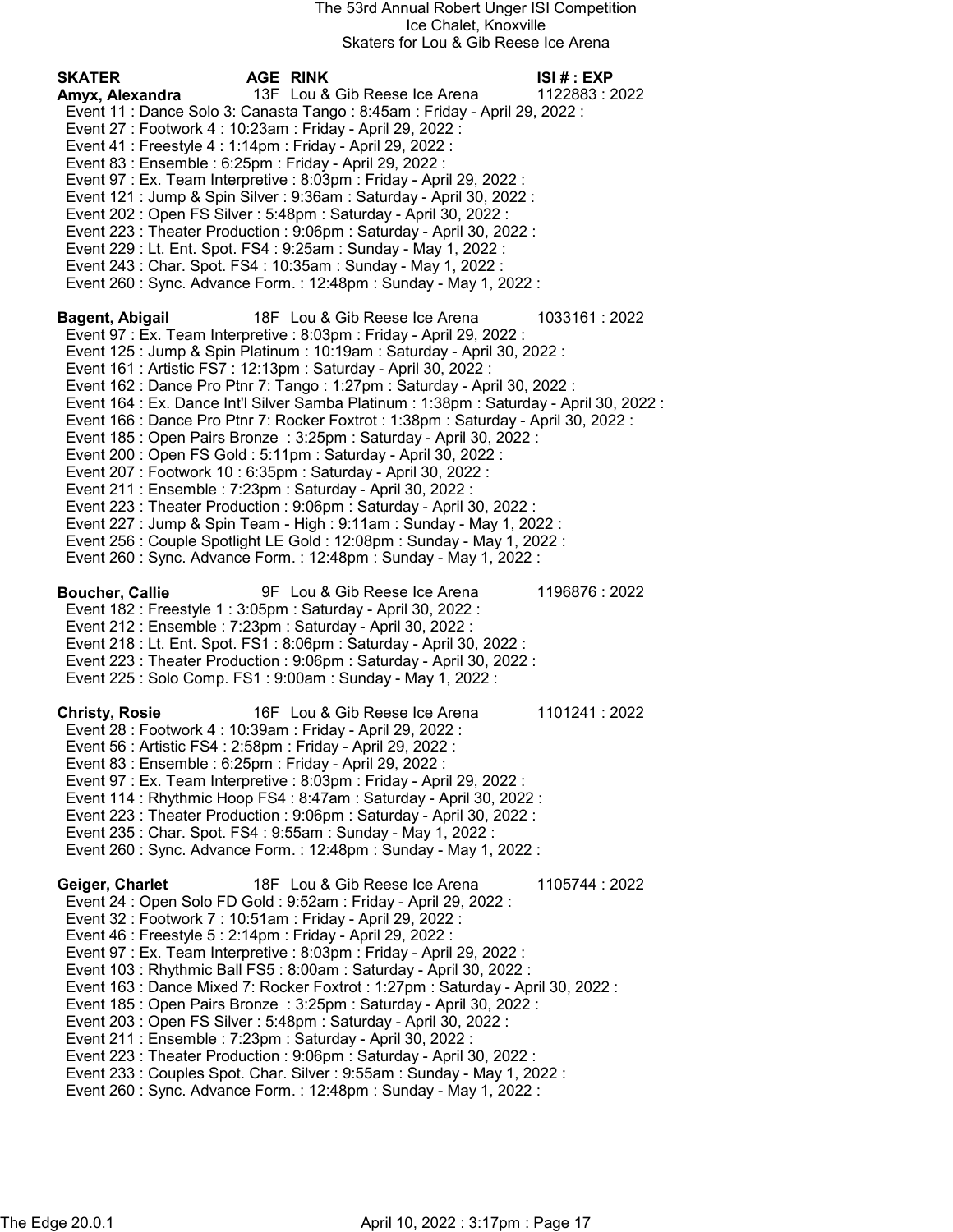# The 53rd Annual Robert Unger ISI Competition

Ice Chalet, Knoxville

Skaters for Lou & Gib Reese Ice Arena

| SKATER | AGE | RINK | ISI # : EXP |
|---|---|---|---|

**Amyx, Alexandra** 13F Lou & Gib Reese Ice Arena 1122883 : 2022

- Event 11 : Dance Solo 3: Canasta Tango : 8:45am : Friday - April 29, 2022 :
- Event 27 : Footwork 4 : 10:23am : Friday - April 29, 2022 :
- Event 41 : Freestyle 4 : 1:14pm : Friday - April 29, 2022 :
- Event 83 : Ensemble : 6:25pm : Friday - April 29, 2022 :
- Event 97 : Ex. Team Interpretive : 8:03pm : Friday - April 29, 2022 :
- Event 121 : Jump & Spin Silver : 9:36am : Saturday - April 30, 2022 :
- Event 202 : Open FS Silver : 5:48pm : Saturday - April 30, 2022 :
- Event 223 : Theater Production : 9:06pm : Saturday - April 30, 2022 :
- Event 229 : Lt. Ent. Spot. FS4 : 9:25am : Sunday - May 1, 2022 :
- Event 243 : Char. Spot. FS4 : 10:35am : Sunday - May 1, 2022 :
- Event 260 : Sync. Advance Form. : 12:48pm : Sunday - May 1, 2022 :

**Bagent, Abigail** 18F Lou & Gib Reese Ice Arena 1033161 : 2022

- Event 97 : Ex. Team Interpretive : 8:03pm : Friday - April 29, 2022 :
- Event 125 : Jump & Spin Platinum : 10:19am : Saturday - April 30, 2022 :
- Event 161 : Artistic FS7 : 12:13pm : Saturday - April 30, 2022 :
- Event 162 : Dance Pro Ptnr 7: Tango : 1:27pm : Saturday - April 30, 2022 :
- Event 164 : Ex. Dance Int'l Silver Samba Platinum : 1:38pm : Saturday - April 30, 2022 :
- Event 166 : Dance Pro Ptnr 7: Rocker Foxtrot : 1:38pm : Saturday - April 30, 2022 :
- Event 185 : Open Pairs Bronze : 3:25pm : Saturday - April 30, 2022 :
- Event 200 : Open FS Gold : 5:11pm : Saturday - April 30, 2022 :
- Event 207 : Footwork 10 : 6:35pm : Saturday - April 30, 2022 :
- Event 211 : Ensemble : 7:23pm : Saturday - April 30, 2022 :
- Event 223 : Theater Production : 9:06pm : Saturday - April 30, 2022 :
- Event 227 : Jump & Spin Team - High : 9:11am : Sunday - May 1, 2022 :
- Event 256 : Couple Spotlight LE Gold : 12:08pm : Sunday - May 1, 2022 :
- Event 260 : Sync. Advance Form. : 12:48pm : Sunday - May 1, 2022 :

**Boucher, Callie** 9F Lou & Gib Reese Ice Arena 1196876 : 2022

- Event 182 : Freestyle 1 : 3:05pm : Saturday - April 30, 2022 :
- Event 212 : Ensemble : 7:23pm : Saturday - April 30, 2022 :
- Event 218 : Lt. Ent. Spot. FS1 : 8:06pm : Saturday - April 30, 2022 :
- Event 223 : Theater Production : 9:06pm : Saturday - April 30, 2022 :
- Event 225 : Solo Comp. FS1 : 9:00am : Sunday - May 1, 2022 :

**Christy, Rosie** 16F Lou & Gib Reese Ice Arena 1101241 : 2022

- Event 28 : Footwork 4 : 10:39am : Friday - April 29, 2022 :
- Event 56 : Artistic FS4 : 2:58pm : Friday - April 29, 2022 :
- Event 83 : Ensemble : 6:25pm : Friday - April 29, 2022 :
- Event 97 : Ex. Team Interpretive : 8:03pm : Friday - April 29, 2022 :
- Event 114 : Rhythmic Hoop FS4 : 8:47am : Saturday - April 30, 2022 :
- Event 223 : Theater Production : 9:06pm : Saturday - April 30, 2022 :
- Event 235 : Char. Spot. FS4 : 9:55am : Sunday - May 1, 2022 :
- Event 260 : Sync. Advance Form. : 12:48pm : Sunday - May 1, 2022 :

**Geiger, Charlet** 18F Lou & Gib Reese Ice Arena 1105744 : 2022

- Event 24 : Open Solo FD Gold : 9:52am : Friday - April 29, 2022 :
- Event 32 : Footwork 7 : 10:51am : Friday - April 29, 2022 :
- Event 46 : Freestyle 5 : 2:14pm : Friday - April 29, 2022 :
- Event 97 : Ex. Team Interpretive : 8:03pm : Friday - April 29, 2022 :
- Event 103 : Rhythmic Ball FS5 : 8:00am : Saturday - April 30, 2022 :
- Event 163 : Dance Mixed 7: Rocker Foxtrot : 1:27pm : Saturday - April 30, 2022 :
- Event 185 : Open Pairs Bronze : 3:25pm : Saturday - April 30, 2022 :
- Event 203 : Open FS Silver : 5:48pm : Saturday - April 30, 2022 :
- Event 211 : Ensemble : 7:23pm : Saturday - April 30, 2022 :
- Event 223 : Theater Production : 9:06pm : Saturday - April 30, 2022 :
- Event 233 : Couples Spot. Char. Silver : 9:55am : Sunday - May 1, 2022 :
- Event 260 : Sync. Advance Form. : 12:48pm : Sunday - May 1, 2022 :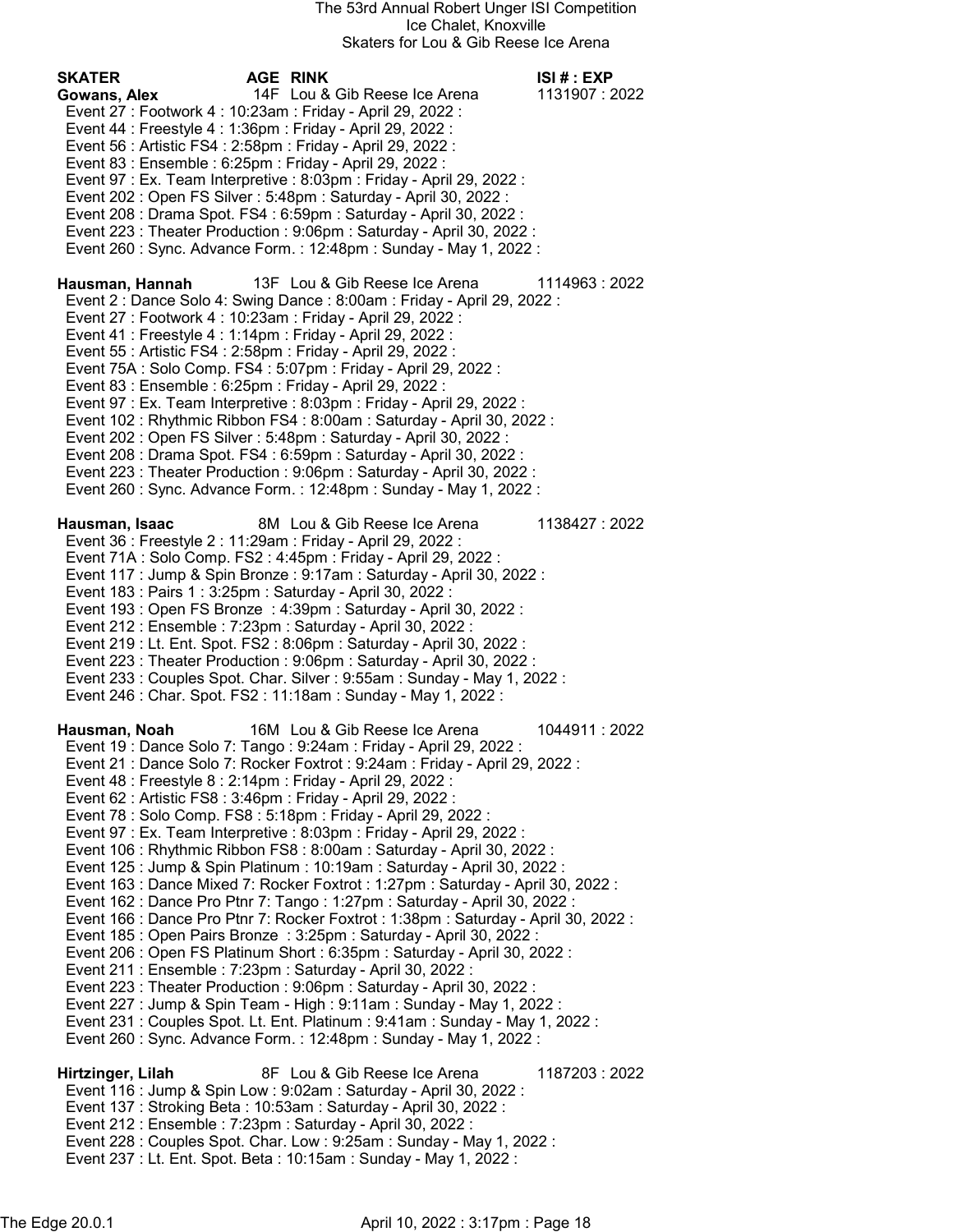The 53rd Annual Robert Unger ISI Competition
Ice Chalet, Knoxville
Skaters for Lou & Gib Reese Ice Arena

| SKATER | AGE | RINK | ISI # : EXP |
|---|---|---|---|

**Gowans, Alex** 14F Lou & Gib Reese Ice Arena 1131907 : 2022
- Event 27 : Footwork 4 : 10:23am : Friday - April 29, 2022 :
- Event 44 : Freestyle 4 : 1:36pm : Friday - April 29, 2022 :
- Event 56 : Artistic FS4 : 2:58pm : Friday - April 29, 2022 :
- Event 83 : Ensemble : 6:25pm : Friday - April 29, 2022 :
- Event 97 : Ex. Team Interpretive : 8:03pm : Friday - April 29, 2022 :
- Event 202 : Open FS Silver : 5:48pm : Saturday - April 30, 2022 :
- Event 208 : Drama Spot. FS4 : 6:59pm : Saturday - April 30, 2022 :
- Event 223 : Theater Production : 9:06pm : Saturday - April 30, 2022 :
- Event 260 : Sync. Advance Form. : 12:48pm : Sunday - May 1, 2022 :

**Hausman, Hannah** 13F Lou & Gib Reese Ice Arena 1114963 : 2022
- Event 2 : Dance Solo 4: Swing Dance : 8:00am : Friday - April 29, 2022 :
- Event 27 : Footwork 4 : 10:23am : Friday - April 29, 2022 :
- Event 41 : Freestyle 4 : 1:14pm : Friday - April 29, 2022 :
- Event 55 : Artistic FS4 : 2:58pm : Friday - April 29, 2022 :
- Event 75A : Solo Comp. FS4 : 5:07pm : Friday - April 29, 2022 :
- Event 83 : Ensemble : 6:25pm : Friday - April 29, 2022 :
- Event 97 : Ex. Team Interpretive : 8:03pm : Friday - April 29, 2022 :
- Event 102 : Rhythmic Ribbon FS4 : 8:00am : Saturday - April 30, 2022 :
- Event 202 : Open FS Silver : 5:48pm : Saturday - April 30, 2022 :
- Event 208 : Drama Spot. FS4 : 6:59pm : Saturday - April 30, 2022 :
- Event 223 : Theater Production : 9:06pm : Saturday - April 30, 2022 :
- Event 260 : Sync. Advance Form. : 12:48pm : Sunday - May 1, 2022 :

**Hausman, Isaac** 8M Lou & Gib Reese Ice Arena 1138427 : 2022
- Event 36 : Freestyle 2 : 11:29am : Friday - April 29, 2022 :
- Event 71A : Solo Comp. FS2 : 4:45pm : Friday - April 29, 2022 :
- Event 117 : Jump & Spin Bronze : 9:17am : Saturday - April 30, 2022 :
- Event 183 : Pairs 1 : 3:25pm : Saturday - April 30, 2022 :
- Event 193 : Open FS Bronze : 4:39pm : Saturday - April 30, 2022 :
- Event 212 : Ensemble : 7:23pm : Saturday - April 30, 2022 :
- Event 219 : Lt. Ent. Spot. FS2 : 8:06pm : Saturday - April 30, 2022 :
- Event 223 : Theater Production : 9:06pm : Saturday - April 30, 2022 :
- Event 233 : Couples Spot. Char. Silver : 9:55am : Sunday - May 1, 2022 :
- Event 246 : Char. Spot. FS2 : 11:18am : Sunday - May 1, 2022 :

**Hausman, Noah** 16M Lou & Gib Reese Ice Arena 1044911 : 2022
- Event 19 : Dance Solo 7: Tango : 9:24am : Friday - April 29, 2022 :
- Event 21 : Dance Solo 7: Rocker Foxtrot : 9:24am : Friday - April 29, 2022 :
- Event 48 : Freestyle 8 : 2:14pm : Friday - April 29, 2022 :
- Event 62 : Artistic FS8 : 3:46pm : Friday - April 29, 2022 :
- Event 78 : Solo Comp. FS8 : 5:18pm : Friday - April 29, 2022 :
- Event 97 : Ex. Team Interpretive : 8:03pm : Friday - April 29, 2022 :
- Event 106 : Rhythmic Ribbon FS8 : 8:00am : Saturday - April 30, 2022 :
- Event 125 : Jump & Spin Platinum : 10:19am : Saturday - April 30, 2022 :
- Event 163 : Dance Mixed 7: Rocker Foxtrot : 1:27pm : Saturday - April 30, 2022 :
- Event 162 : Dance Pro Ptnr 7: Tango : 1:27pm : Saturday - April 30, 2022 :
- Event 166 : Dance Pro Ptnr 7: Rocker Foxtrot : 1:38pm : Saturday - April 30, 2022 :
- Event 185 : Open Pairs Bronze : 3:25pm : Saturday - April 30, 2022 :
- Event 206 : Open FS Platinum Short : 6:35pm : Saturday - April 30, 2022 :
- Event 211 : Ensemble : 7:23pm : Saturday - April 30, 2022 :
- Event 223 : Theater Production : 9:06pm : Saturday - April 30, 2022 :
- Event 227 : Jump & Spin Team - High : 9:11am : Sunday - May 1, 2022 :
- Event 231 : Couples Spot. Lt. Ent. Platinum : 9:41am : Sunday - May 1, 2022 :
- Event 260 : Sync. Advance Form. : 12:48pm : Sunday - May 1, 2022 :

**Hirtzinger, Lilah** 8F Lou & Gib Reese Ice Arena 1187203 : 2022
- Event 116 : Jump & Spin Low : 9:02am : Saturday - April 30, 2022 :
- Event 137 : Stroking Beta : 10:53am : Saturday - April 30, 2022 :
- Event 212 : Ensemble : 7:23pm : Saturday - April 30, 2022 :
- Event 228 : Couples Spot. Char. Low : 9:25am : Sunday - May 1, 2022 :
- Event 237 : Lt. Ent. Spot. Beta : 10:15am : Sunday - May 1, 2022 :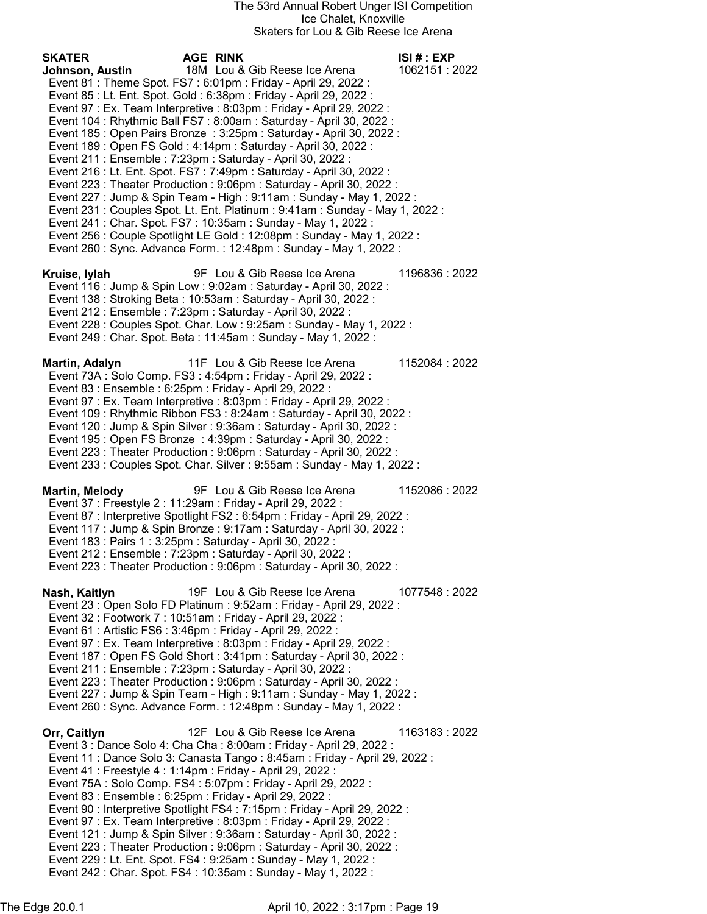The 53rd Annual Robert Unger ISI Competition
Ice Chalet, Knoxville
Skaters for Lou & Gib Reese Ice Arena

| SKATER | AGE | RINK | ISI # : EXP |
|---|---|---|---|
| **Johnson, Austin** | 18M | Lou & Gib Reese Ice Arena | 1062151 : 2022 |

Event 81 : Theme Spot. FS7 : 6:01pm : Friday - April 29, 2022 :
Event 85 : Lt. Ent. Spot. Gold : 6:38pm : Friday - April 29, 2022 :
Event 97 : Ex. Team Interpretive : 8:03pm : Friday - April 29, 2022 :
Event 104 : Rhythmic Ball FS7 : 8:00am : Saturday - April 30, 2022 :
Event 185 : Open Pairs Bronze : 3:25pm : Saturday - April 30, 2022 :
Event 189 : Open FS Gold : 4:14pm : Saturday - April 30, 2022 :
Event 211 : Ensemble : 7:23pm : Saturday - April 30, 2022 :
Event 216 : Lt. Ent. Spot. FS7 : 7:49pm : Saturday - April 30, 2022 :
Event 223 : Theater Production : 9:06pm : Saturday - April 30, 2022 :
Event 227 : Jump & Spin Team - High : 9:11am : Sunday - May 1, 2022 :
Event 231 : Couples Spot. Lt. Ent. Platinum : 9:41am : Sunday - May 1, 2022 :
Event 241 : Char. Spot. FS7 : 10:35am : Sunday - May 1, 2022 :
Event 256 : Couple Spotlight LE Gold : 12:08pm : Sunday - May 1, 2022 :
Event 260 : Sync. Advance Form. : 12:48pm : Sunday - May 1, 2022 :

**Kruise, Iylah** 9F Lou & Gib Reese Ice Arena 1196836 : 2022

Event 116 : Jump & Spin Low : 9:02am : Saturday - April 30, 2022 :
Event 138 : Stroking Beta : 10:53am : Saturday - April 30, 2022 :
Event 212 : Ensemble : 7:23pm : Saturday - April 30, 2022 :
Event 228 : Couples Spot. Char. Low : 9:25am : Sunday - May 1, 2022 :
Event 249 : Char. Spot. Beta : 11:45am : Sunday - May 1, 2022 :

**Martin, Adalyn** 11F Lou & Gib Reese Ice Arena 1152084 : 2022

Event 73A : Solo Comp. FS3 : 4:54pm : Friday - April 29, 2022 :
Event 83 : Ensemble : 6:25pm : Friday - April 29, 2022 :
Event 97 : Ex. Team Interpretive : 8:03pm : Friday - April 29, 2022 :
Event 109 : Rhythmic Ribbon FS3 : 8:24am : Saturday - April 30, 2022 :
Event 120 : Jump & Spin Silver : 9:36am : Saturday - April 30, 2022 :
Event 195 : Open FS Bronze : 4:39pm : Saturday - April 30, 2022 :
Event 223 : Theater Production : 9:06pm : Saturday - April 30, 2022 :
Event 233 : Couples Spot. Char. Silver : 9:55am : Sunday - May 1, 2022 :

**Martin, Melody** 9F Lou & Gib Reese Ice Arena 1152086 : 2022

Event 37 : Freestyle 2 : 11:29am : Friday - April 29, 2022 :
Event 87 : Interpretive Spotlight FS2 : 6:54pm : Friday - April 29, 2022 :
Event 117 : Jump & Spin Bronze : 9:17am : Saturday - April 30, 2022 :
Event 183 : Pairs 1 : 3:25pm : Saturday - April 30, 2022 :
Event 212 : Ensemble : 7:23pm : Saturday - April 30, 2022 :
Event 223 : Theater Production : 9:06pm : Saturday - April 30, 2022 :

**Nash, Kaitlyn** 19F Lou & Gib Reese Ice Arena 1077548 : 2022

Event 23 : Open Solo FD Platinum : 9:52am : Friday - April 29, 2022 :
Event 32 : Footwork 7 : 10:51am : Friday - April 29, 2022 :
Event 61 : Artistic FS6 : 3:46pm : Friday - April 29, 2022 :
Event 97 : Ex. Team Interpretive : 8:03pm : Friday - April 29, 2022 :
Event 187 : Open FS Gold Short : 3:41pm : Saturday - April 30, 2022 :
Event 211 : Ensemble : 7:23pm : Saturday - April 30, 2022 :
Event 223 : Theater Production : 9:06pm : Saturday - April 30, 2022 :
Event 227 : Jump & Spin Team - High : 9:11am : Sunday - May 1, 2022 :
Event 260 : Sync. Advance Form. : 12:48pm : Sunday - May 1, 2022 :

**Orr, Caitlyn** 12F Lou & Gib Reese Ice Arena 1163183 : 2022

Event 3 : Dance Solo 4: Cha Cha : 8:00am : Friday - April 29, 2022 :
Event 11 : Dance Solo 3: Canasta Tango : 8:45am : Friday - April 29, 2022 :
Event 41 : Freestyle 4 : 1:14pm : Friday - April 29, 2022 :
Event 75A : Solo Comp. FS4 : 5:07pm : Friday - April 29, 2022 :
Event 83 : Ensemble : 6:25pm : Friday - April 29, 2022 :
Event 90 : Interpretive Spotlight FS4 : 7:15pm : Friday - April 29, 2022 :
Event 97 : Ex. Team Interpretive : 8:03pm : Friday - April 29, 2022 :
Event 121 : Jump & Spin Silver : 9:36am : Saturday - April 30, 2022 :
Event 223 : Theater Production : 9:06pm : Saturday - April 30, 2022 :
Event 229 : Lt. Ent. Spot. FS4 : 9:25am : Sunday - May 1, 2022 :
Event 242 : Char. Spot. FS4 : 10:35am : Sunday - May 1, 2022 :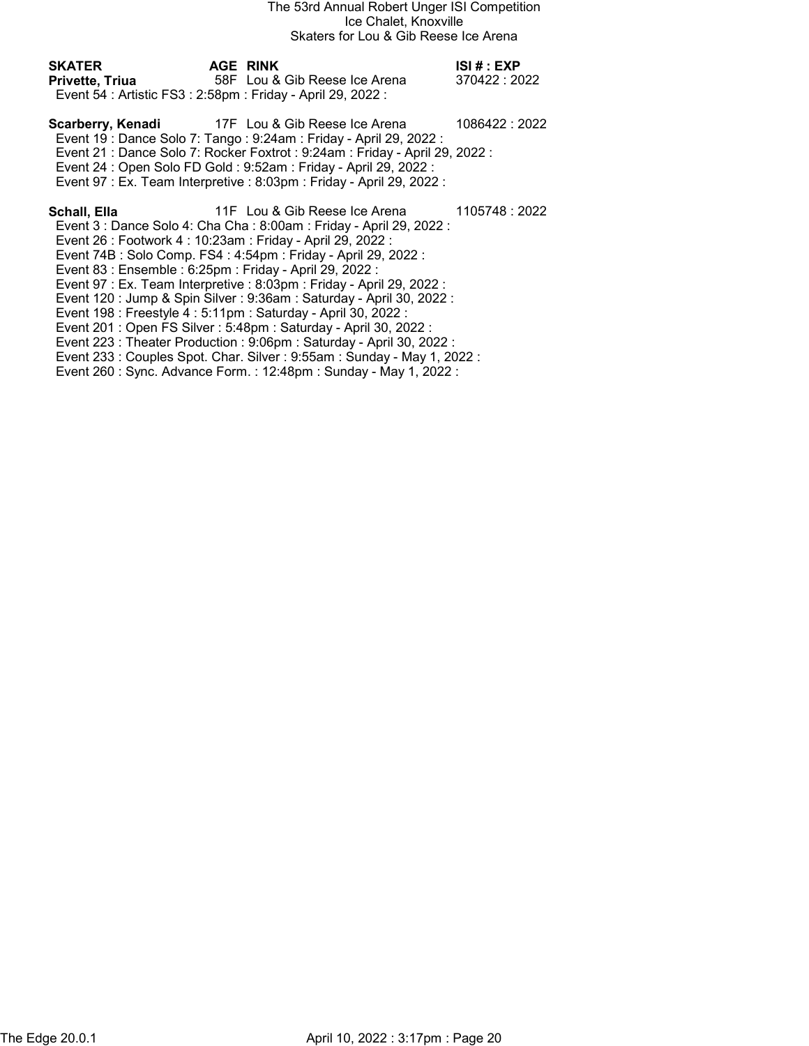The 53rd Annual Robert Unger ISI Competition
Ice Chalet, Knoxville
Skaters for Lou & Gib Reese Ice Arena

| SKATER | AGE | RINK | ISI # : EXP |
|---|---|---|---|
| **Privette, Triua** | 58F | Lou & Gib Reese Ice Arena | 370422 : 2022 |

Event 54 : Artistic FS3 : 2:58pm : Friday - April 29, 2022 :

| | | | |
|---|---|---|---|
| **Scarberry, Kenadi** | 17F | Lou & Gib Reese Ice Arena | 1086422 : 2022 |

Event 19 : Dance Solo 7: Tango : 9:24am : Friday - April 29, 2022 :
Event 21 : Dance Solo 7: Rocker Foxtrot : 9:24am : Friday - April 29, 2022 :
Event 24 : Open Solo FD Gold : 9:52am : Friday - April 29, 2022 :
Event 97 : Ex. Team Interpretive : 8:03pm : Friday - April 29, 2022 :

| | | | |
|---|---|---|---|
| **Schall, Ella** | 11F | Lou & Gib Reese Ice Arena | 1105748 : 2022 |

Event 3 : Dance Solo 4: Cha Cha : 8:00am : Friday - April 29, 2022 :
Event 26 : Footwork 4 : 10:23am : Friday - April 29, 2022 :
Event 74B : Solo Comp. FS4 : 4:54pm : Friday - April 29, 2022 :
Event 83 : Ensemble : 6:25pm : Friday - April 29, 2022 :
Event 97 : Ex. Team Interpretive : 8:03pm : Friday - April 29, 2022 :
Event 120 : Jump & Spin Silver : 9:36am : Saturday - April 30, 2022 :
Event 198 : Freestyle 4 : 5:11pm : Saturday - April 30, 2022 :
Event 201 : Open FS Silver : 5:48pm : Saturday - April 30, 2022 :
Event 223 : Theater Production : 9:06pm : Saturday - April 30, 2022 :
Event 233 : Couples Spot. Char. Silver : 9:55am : Sunday - May 1, 2022 :
Event 260 : Sync. Advance Form. : 12:48pm : Sunday - May 1, 2022 :